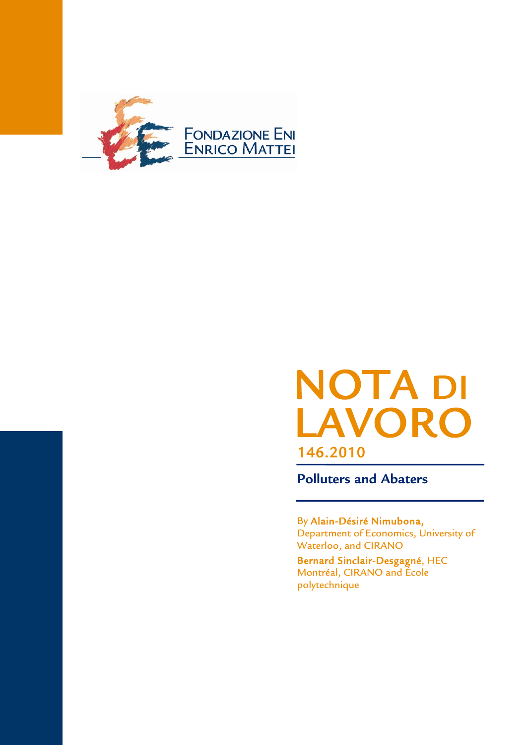FONDAZIONE ENI ENRICO MATTEI

# NOTA DI LAVORO

## 146.2010

## Polluters and Abaters

By **Alain-Désiré Nimubona,** Department of Economics, University of Waterloo, and CIRANO

**Bernard Sinclair-Desgagné**, HEC Montréal, CIRANO and École polytechnique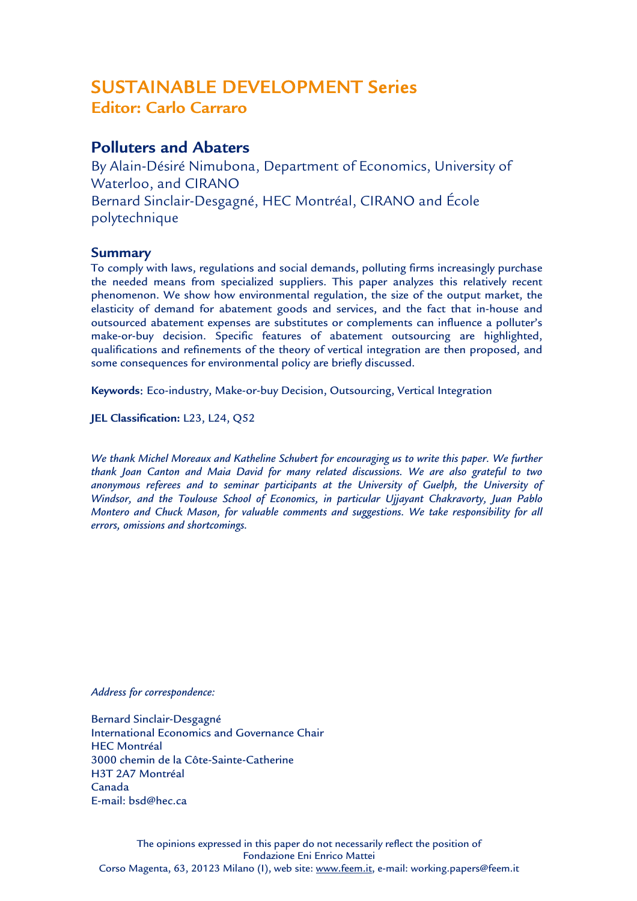# SUSTAINABLE DEVELOPMENT Series
## Editor: Carlo Carraro

## Polluters and Abaters

By Alain-Désiré Nimubona, Department of Economics, University of Waterloo, and CIRANO
Bernard Sinclair-Desgagné, HEC Montréal, CIRANO and École polytechnique

### Summary

To comply with laws, regulations and social demands, polluting firms increasingly purchase the needed means from specialized suppliers. This paper analyzes this relatively recent phenomenon. We show how environmental regulation, the size of the output market, the elasticity of demand for abatement goods and services, and the fact that in-house and outsourced abatement expenses are substitutes or complements can influence a polluter's make-or-buy decision. Specific features of abatement outsourcing are highlighted, qualifications and refinements of the theory of vertical integration are then proposed, and some consequences for environmental policy are briefly discussed.

**Keywords**: Eco-industry, Make-or-buy Decision, Outsourcing, Vertical Integration

**JEL Classification:** L23, L24, Q52

*We thank Michel Moreaux and Katheline Schubert for encouraging us to write this paper. We further thank Joan Canton and Maia David for many related discussions. We are also grateful to two anonymous referees and to seminar participants at the University of Guelph, the University of Windsor, and the Toulouse School of Economics, in particular Ujjayant Chakravorty, Juan Pablo Montero and Chuck Mason, for valuable comments and suggestions. We take responsibility for all errors, omissions and shortcomings.*

*Address for correspondence:*

Bernard Sinclair-Desgagné
International Economics and Governance Chair
HEC Montréal
3000 chemin de la Côte-Sainte-Catherine
H3T 2A7 Montréal
Canada
E-mail: bsd@hec.ca

The opinions expressed in this paper do not necessarily reflect the position of
Fondazione Eni Enrico Mattei
Corso Magenta, 63, 20123 Milano (I), web site: www.feem.it, e-mail: working.papers@feem.it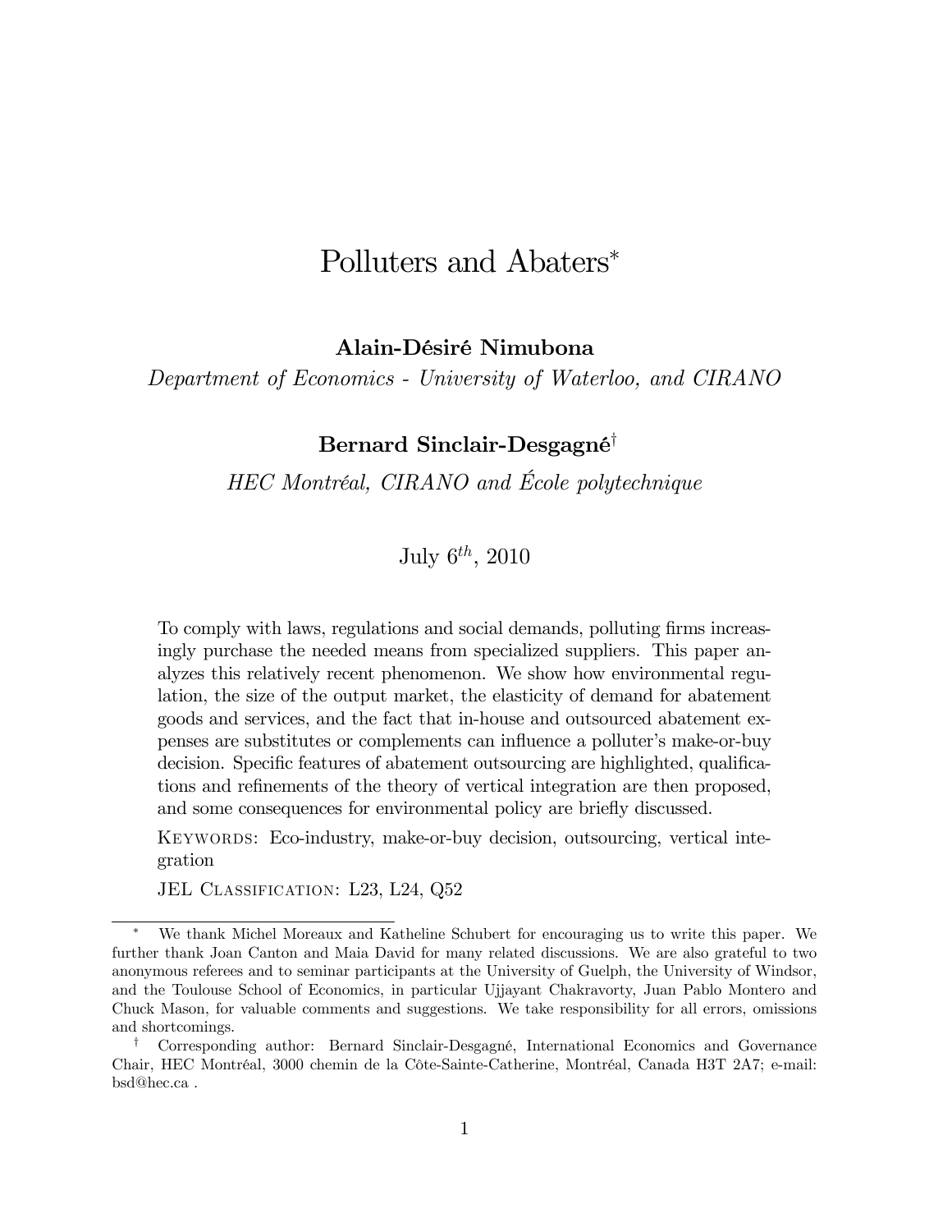# Polluters and Abaters*

**Alain-Désiré Nimubona**

*Department of Economics - University of Waterloo, and CIRANO*

**Bernard Sinclair-Desgagné**[†]

*HEC Montréal, CIRANO and École polytechnique*

July $6^{th}$, 2010

To comply with laws, regulations and social demands, polluting firms increasingly purchase the needed means from specialized suppliers. This paper analyzes this relatively recent phenomenon. We show how environmental regulation, the size of the output market, the elasticity of demand for abatement goods and services, and the fact that in-house and outsourced abatement expenses are substitutes or complements can influence a polluter's make-or-buy decision. Specific features of abatement outsourcing are highlighted, qualifications and refinements of the theory of vertical integration are then proposed, and some consequences for environmental policy are briefly discussed.

Keywords: Eco-industry, make-or-buy decision, outsourcing, vertical integration

JEL Classification: L23, L24, Q52

---

[*] We thank Michel Moreaux and Katheline Schubert for encouraging us to write this paper. We further thank Joan Canton and Maia David for many related discussions. We are also grateful to two anonymous referees and to seminar participants at the University of Guelph, the University of Windsor, and the Toulouse School of Economics, in particular Ujjayant Chakravorty, Juan Pablo Montero and Chuck Mason, for valuable comments and suggestions. We take responsibility for all errors, omissions and shortcomings.

[†] Corresponding author: Bernard Sinclair-Desgagné, International Economics and Governance Chair, HEC Montréal, 3000 chemin de la Côte-Sainte-Catherine, Montréal, Canada H3T 2A7; e-mail: bsd@hec.ca .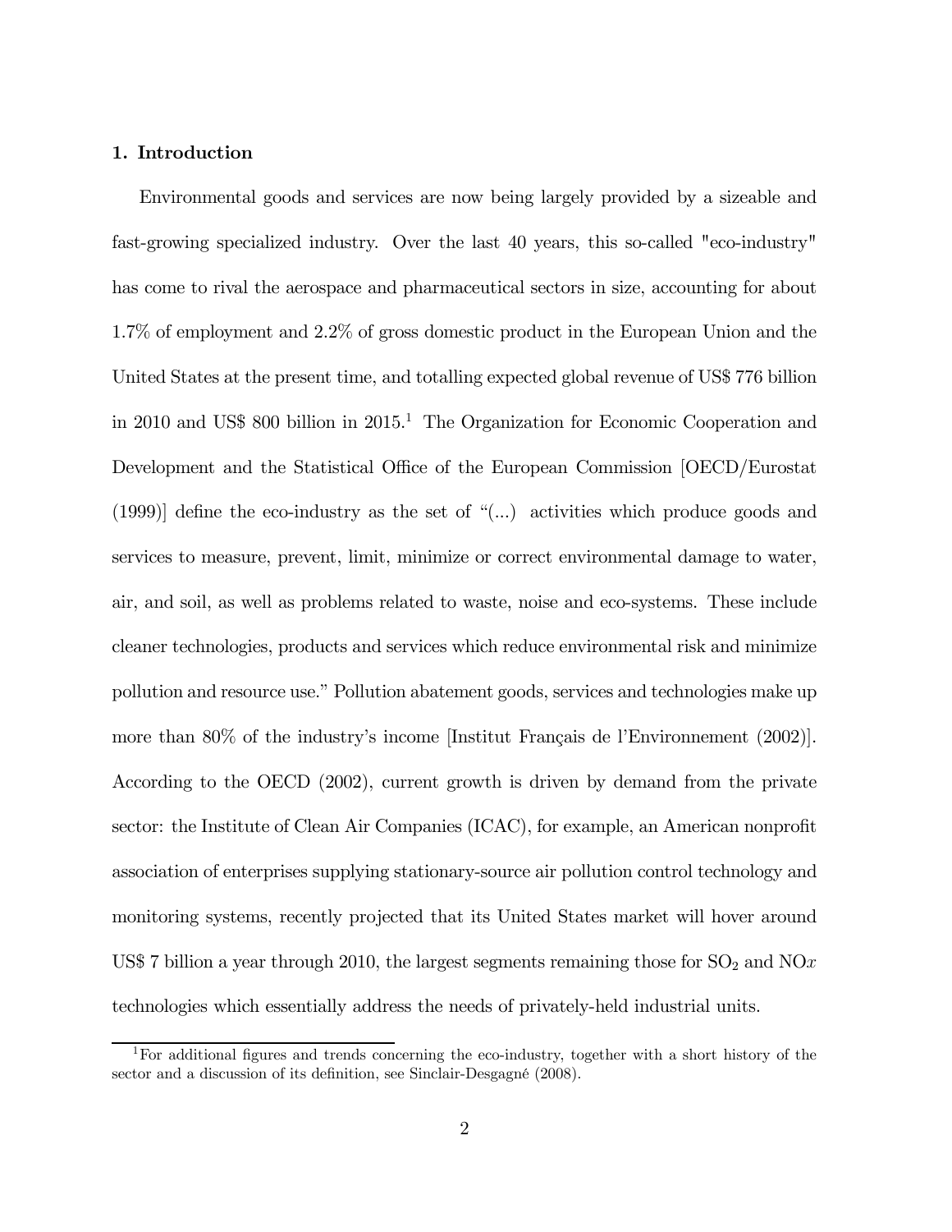## 1. Introduction

Environmental goods and services are now being largely provided by a sizeable and fast-growing specialized industry. Over the last 40 years, this so-called "eco-industry" has come to rival the aerospace and pharmaceutical sectors in size, accounting for about 1.7% of employment and 2.2% of gross domestic product in the European Union and the United States at the present time, and totalling expected global revenue of US$ 776 billion in 2010 and US$ 800 billion in 2015.[1] The Organization for Economic Cooperation and Development and the Statistical Office of the European Commission [OECD/Eurostat (1999)] define the eco-industry as the set of "(...) activities which produce goods and services to measure, prevent, limit, minimize or correct environmental damage to water, air, and soil, as well as problems related to waste, noise and eco-systems. These include cleaner technologies, products and services which reduce environmental risk and minimize pollution and resource use." Pollution abatement goods, services and technologies make up more than 80% of the industry's income [Institut Français de l'Environnement (2002)]. According to the OECD (2002), current growth is driven by demand from the private sector: the Institute of Clean Air Companies (ICAC), for example, an American nonprofit association of enterprises supplying stationary-source air pollution control technology and monitoring systems, recently projected that its United States market will hover around US$ 7 billion a year through 2010, the largest segments remaining those for $SO_2$ and $NOx$ technologies which essentially address the needs of privately-held industrial units.

[1] For additional figures and trends concerning the eco-industry, together with a short history of the sector and a discussion of its definition, see Sinclair-Desgagné (2008).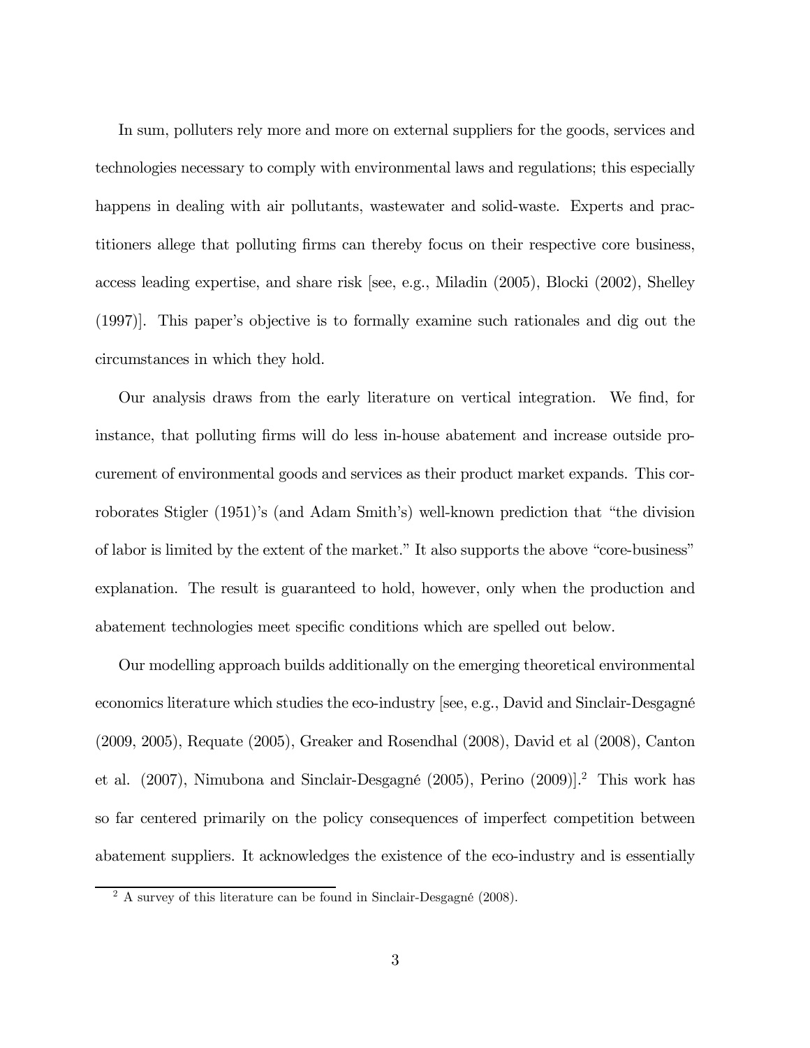In sum, polluters rely more and more on external suppliers for the goods, services and technologies necessary to comply with environmental laws and regulations; this especially happens in dealing with air pollutants, wastewater and solid-waste. Experts and practitioners allege that polluting firms can thereby focus on their respective core business, access leading expertise, and share risk [see, e.g., Miladin (2005), Blocki (2002), Shelley (1997)]. This paper's objective is to formally examine such rationales and dig out the circumstances in which they hold.

Our analysis draws from the early literature on vertical integration. We find, for instance, that polluting firms will do less in-house abatement and increase outside procurement of environmental goods and services as their product market expands. This corroborates Stigler (1951)'s (and Adam Smith's) well-known prediction that "the division of labor is limited by the extent of the market." It also supports the above "core-business" explanation. The result is guaranteed to hold, however, only when the production and abatement technologies meet specific conditions which are spelled out below.

Our modelling approach builds additionally on the emerging theoretical environmental economics literature which studies the eco-industry [see, e.g., David and Sinclair-Desgagné (2009, 2005), Requate (2005), Greaker and Rosendhal (2008), David et al (2008), Canton et al. (2007), Nimubona and Sinclair-Desgagné (2005), Perino (2009)].[2] This work has so far centered primarily on the policy consequences of imperfect competition between abatement suppliers. It acknowledges the existence of the eco-industry and is essentially

[2] A survey of this literature can be found in Sinclair-Desgagné (2008).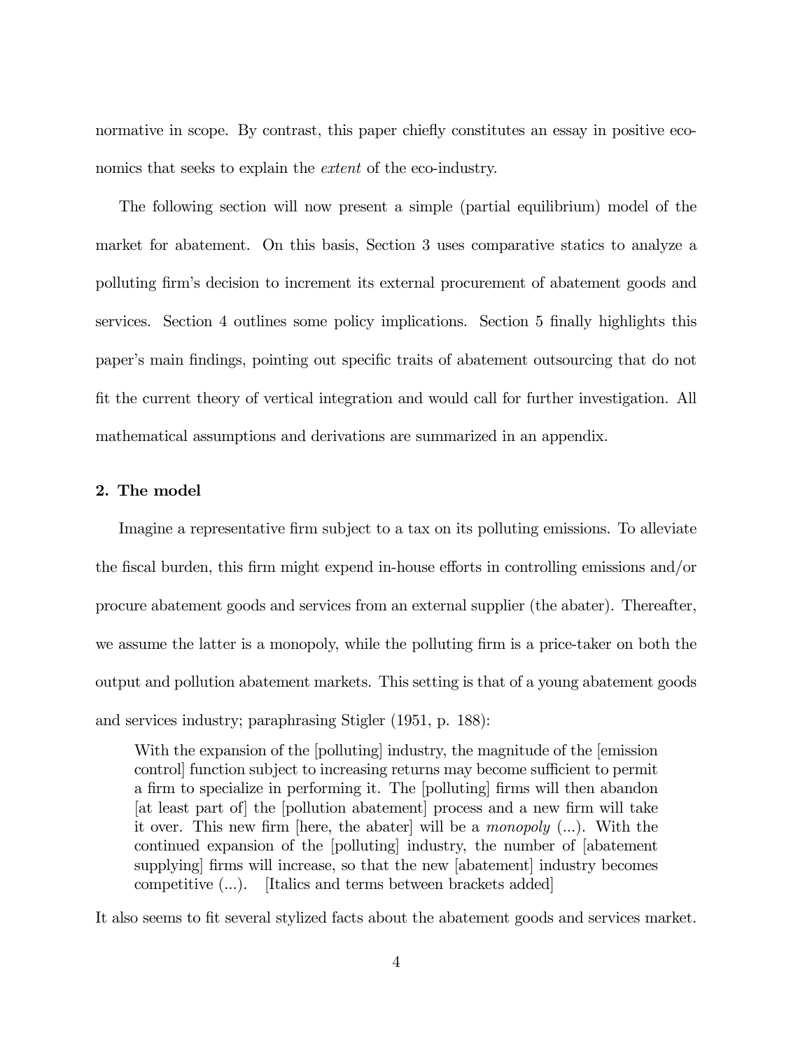normative in scope. By contrast, this paper chiefly constitutes an essay in positive economics that seeks to explain the *extent* of the eco-industry.

The following section will now present a simple (partial equilibrium) model of the market for abatement. On this basis, Section 3 uses comparative statics to analyze a polluting firm's decision to increment its external procurement of abatement goods and services. Section 4 outlines some policy implications. Section 5 finally highlights this paper's main findings, pointing out specific traits of abatement outsourcing that do not fit the current theory of vertical integration and would call for further investigation. All mathematical assumptions and derivations are summarized in an appendix.

## 2. The model

Imagine a representative firm subject to a tax on its polluting emissions. To alleviate the fiscal burden, this firm might expend in-house efforts in controlling emissions and/or procure abatement goods and services from an external supplier (the abater). Thereafter, we assume the latter is a monopoly, while the polluting firm is a price-taker on both the output and pollution abatement markets. This setting is that of a young abatement goods and services industry; paraphrasing Stigler (1951, p. 188):

> With the expansion of the [polluting] industry, the magnitude of the [emission control] function subject to increasing returns may become sufficient to permit a firm to specialize in performing it. The [polluting] firms will then abandon [at least part of] the [pollution abatement] process and a new firm will take it over. This new firm [here, the abater] will be a *monopoly* (...). With the continued expansion of the [polluting] industry, the number of [abatement supplying] firms will increase, so that the new [abatement] industry becomes competitive (...). [Italics and terms between brackets added]

It also seems to fit several stylized facts about the abatement goods and services market.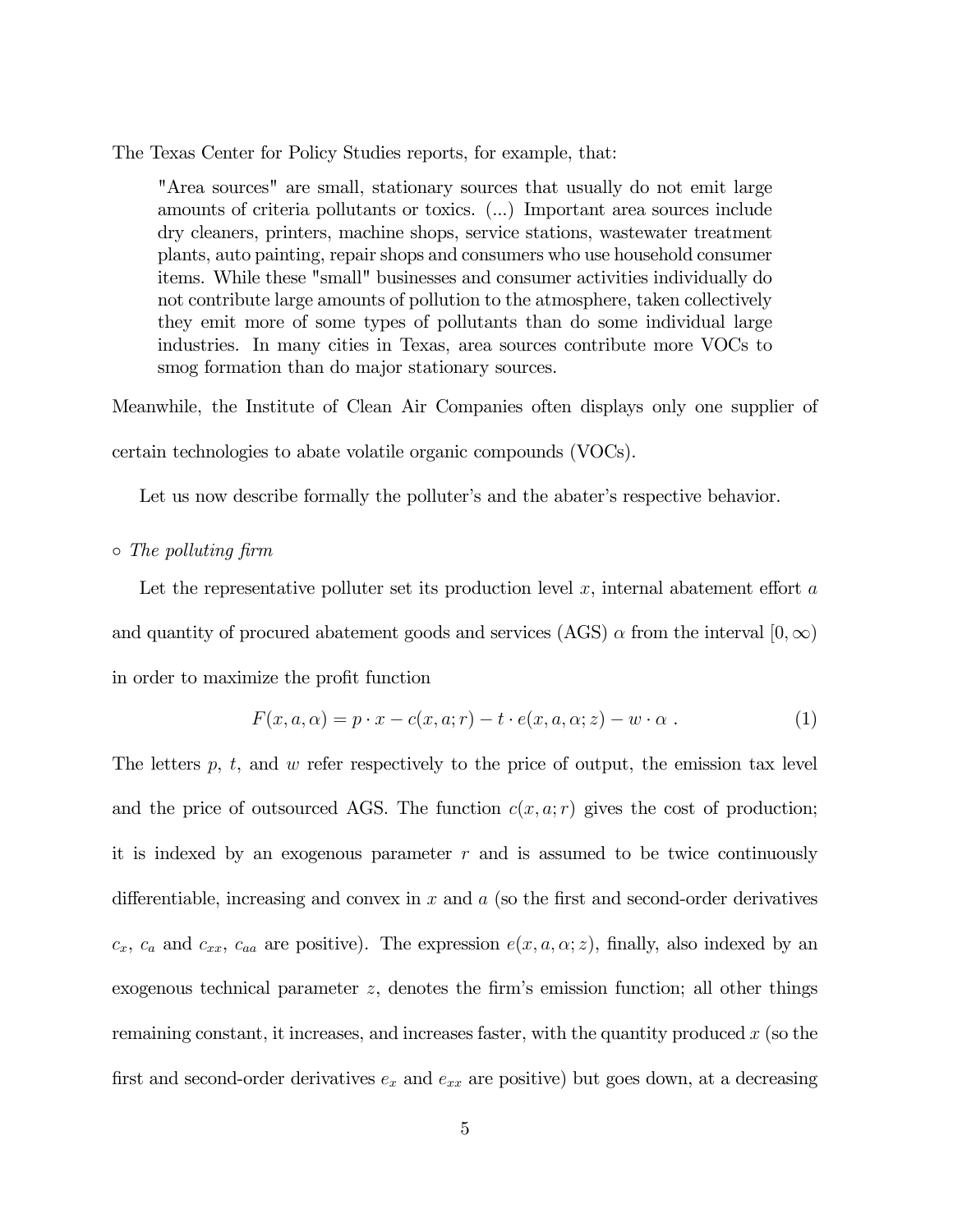The Texas Center for Policy Studies reports, for example, that:

> "Area sources" are small, stationary sources that usually do not emit large amounts of criteria pollutants or toxics. (...) Important area sources include dry cleaners, printers, machine shops, service stations, wastewater treatment plants, auto painting, repair shops and consumers who use household consumer items. While these "small" businesses and consumer activities individually do not contribute large amounts of pollution to the atmosphere, taken collectively they emit more of some types of pollutants than do some individual large industries. In many cities in Texas, area sources contribute more VOCs to smog formation than do major stationary sources.

Meanwhile, the Institute of Clean Air Companies often displays only one supplier of certain technologies to abate volatile organic compounds (VOCs).

Let us now describe formally the polluter's and the abater's respective behavior.

◦ *The polluting firm*

Let the representative polluter set its production level $x$, internal abatement effort $a$ and quantity of procured abatement goods and services (AGS) $\alpha$ from the interval $[0, \infty)$ in order to maximize the profit function

$$F(x, a, \alpha) = p \cdot x - c(x, a; r) - t \cdot e(x, a, \alpha; z) - w \cdot \alpha \; . \tag{1}$$

The letters $p$, $t$, and $w$ refer respectively to the price of output, the emission tax level and the price of outsourced AGS. The function $c(x, a; r)$ gives the cost of production; it is indexed by an exogenous parameter $r$ and is assumed to be twice continuously differentiable, increasing and convex in $x$ and $a$ (so the first and second-order derivatives $c_x$, $c_a$ and $c_{xx}$, $c_{aa}$ are positive). The expression $e(x, a, \alpha; z)$, finally, also indexed by an exogenous technical parameter $z$, denotes the firm's emission function; all other things remaining constant, it increases, and increases faster, with the quantity produced $x$ (so the first and second-order derivatives $e_x$ and $e_{xx}$ are positive) but goes down, at a decreasing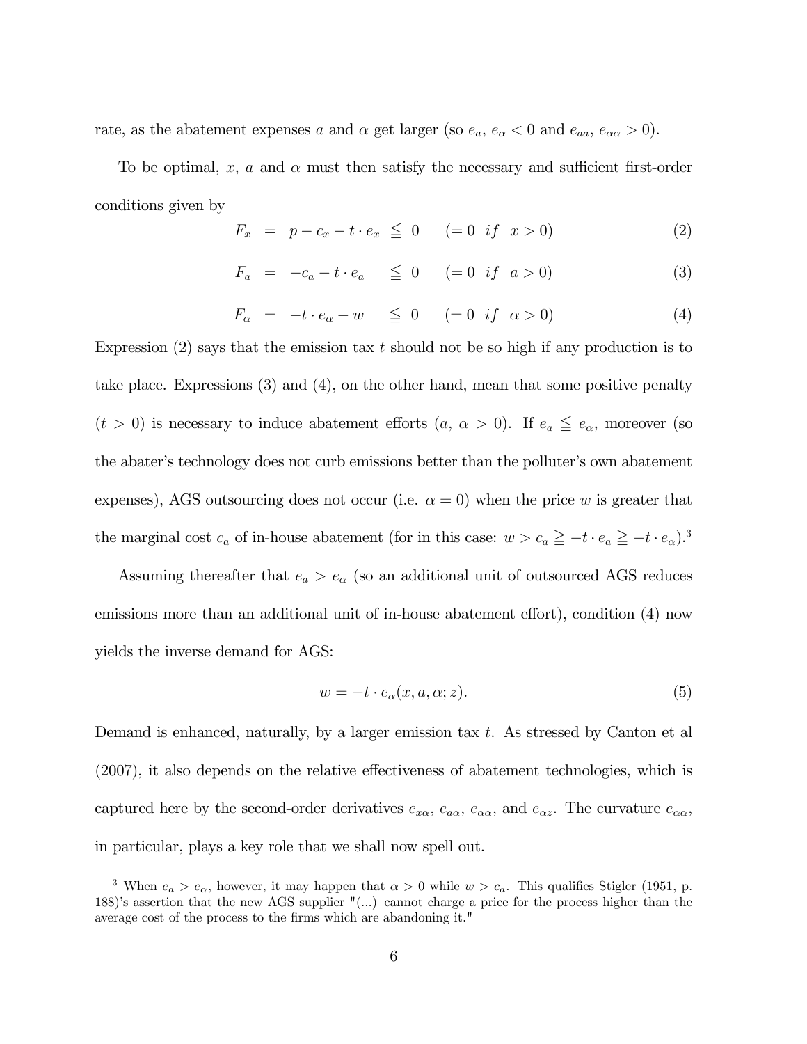rate, as the abatement expenses $a$ and $\alpha$ get larger (so $e_a$, $e_\alpha < 0$ and $e_{aa}$, $e_{\alpha\alpha} > 0$).

To be optimal, $x$, $a$ and $\alpha$ must then satisfy the necessary and sufficient first-order conditions given by

$$F_x = p - c_x - t \cdot e_x \leqq 0 \quad (= 0 \;\; if \;\; x > 0) \tag{2}$$

$$F_a = -c_a - t \cdot e_a \leqq 0 \quad (= 0 \;\; if \;\; a > 0) \tag{3}$$

$$F_\alpha = -t \cdot e_\alpha - w \leqq 0 \quad (= 0 \;\; if \;\; \alpha > 0) \tag{4}$$

Expression (2) says that the emission tax $t$ should not be so high if any production is to take place. Expressions (3) and (4), on the other hand, mean that some positive penalty ($t > 0$) is necessary to induce abatement efforts ($a$, $\alpha > 0$). If $e_a \leqq e_\alpha$, moreover (so the abater's technology does not curb emissions better than the polluter's own abatement expenses), AGS outsourcing does not occur (i.e. $\alpha = 0$) when the price $w$ is greater that the marginal cost $c_a$ of in-house abatement (for in this case: $w > c_a \geqq -t \cdot e_a \geqq -t \cdot e_\alpha$).[3]

Assuming thereafter that $e_a > e_\alpha$ (so an additional unit of outsourced AGS reduces emissions more than an additional unit of in-house abatement effort), condition (4) now yields the inverse demand for AGS:

$$w = -t \cdot e_\alpha(x, a, \alpha; z). \tag{5}$$

Demand is enhanced, naturally, by a larger emission tax $t$. As stressed by Canton et al (2007), it also depends on the relative effectiveness of abatement technologies, which is captured here by the second-order derivatives $e_{x\alpha}$, $e_{a\alpha}$, $e_{\alpha\alpha}$, and $e_{\alpha z}$. The curvature $e_{\alpha\alpha}$, in particular, plays a key role that we shall now spell out.

[3] When $e_a > e_\alpha$, however, it may happen that $\alpha > 0$ while $w > c_a$. This qualifies Stigler (1951, p. 188)'s assertion that the new AGS supplier "(...) cannot charge a price for the process higher than the average cost of the process to the firms which are abandoning it."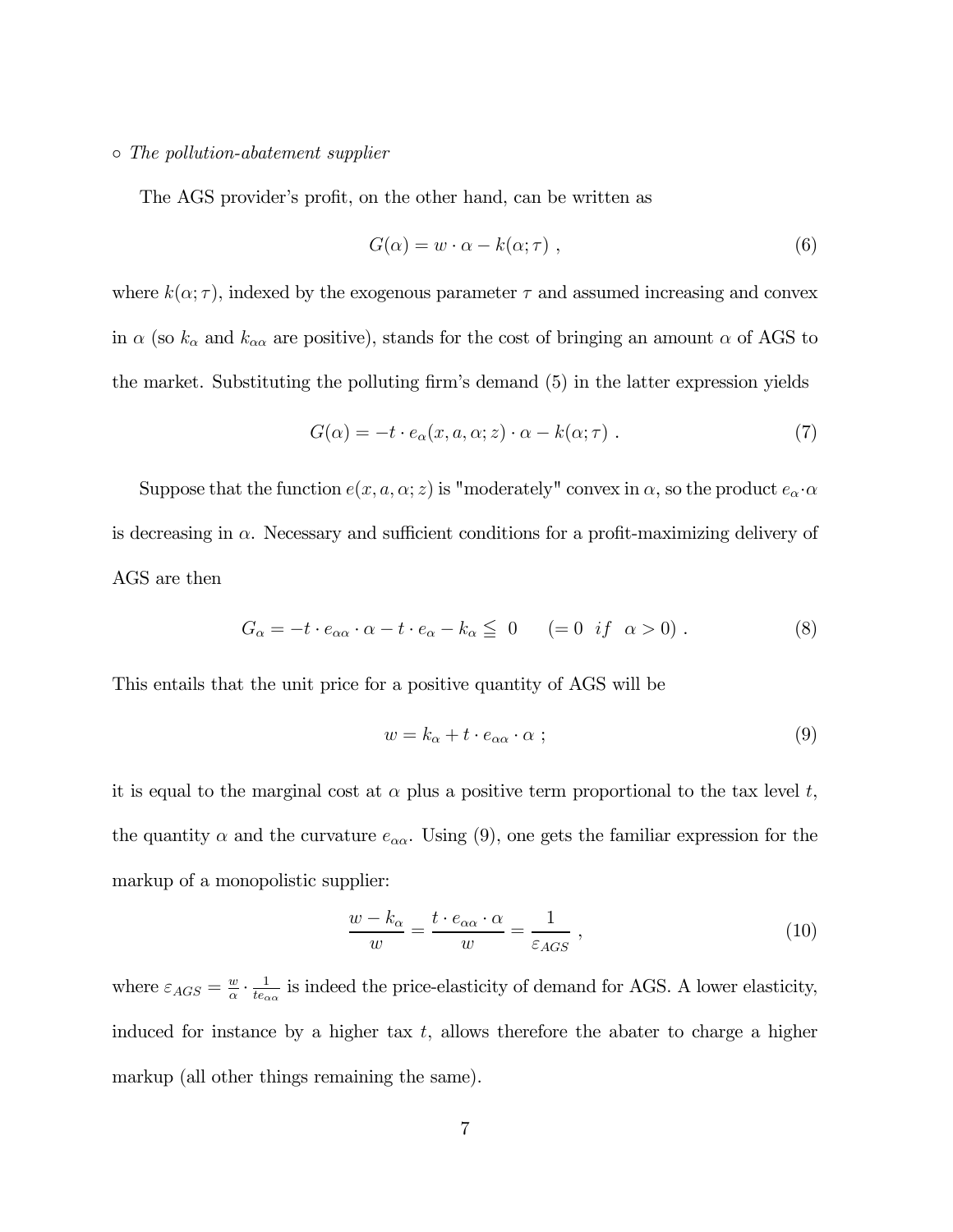◦ *The pollution-abatement supplier*

The AGS provider's profit, on the other hand, can be written as

$$G(\alpha) = w \cdot \alpha - k(\alpha; \tau) \ , \tag{6}$$

where $k(\alpha;\tau)$, indexed by the exogenous parameter $\tau$ and assumed increasing and convex in $\alpha$ (so $k_\alpha$ and $k_{\alpha\alpha}$ are positive), stands for the cost of bringing an amount $\alpha$ of AGS to the market. Substituting the polluting firm's demand (5) in the latter expression yields

$$G(\alpha) = -t \cdot e_\alpha(x, a, \alpha; z) \cdot \alpha - k(\alpha; \tau) \ . \tag{7}$$

Suppose that the function $e(x, a, \alpha; z)$ is "moderately" convex in $\alpha$, so the product $e_\alpha \cdot \alpha$ is decreasing in $\alpha$. Necessary and sufficient conditions for a profit-maximizing delivery of AGS are then

$$G_\alpha = -t \cdot e_{\alpha\alpha} \cdot \alpha - t \cdot e_\alpha - k_\alpha \leqq 0 \qquad (= 0 \ \ if \ \ \alpha > 0) \ . \tag{8}$$

This entails that the unit price for a positive quantity of AGS will be

$$w = k_\alpha + t \cdot e_{\alpha\alpha} \cdot \alpha \ ; \tag{9}$$

it is equal to the marginal cost at $\alpha$ plus a positive term proportional to the tax level $t$, the quantity $\alpha$ and the curvature $e_{\alpha\alpha}$. Using (9), one gets the familiar expression for the markup of a monopolistic supplier:

$$\frac{w - k_\alpha}{w} = \frac{t \cdot e_{\alpha\alpha} \cdot \alpha}{w} = \frac{1}{\varepsilon_{AGS}} \ , \tag{10}$$

where $\varepsilon_{AGS} = \frac{w}{\alpha} \cdot \frac{1}{te_{\alpha\alpha}}$ is indeed the price-elasticity of demand for AGS. A lower elasticity, induced for instance by a higher tax $t$, allows therefore the abater to charge a higher markup (all other things remaining the same).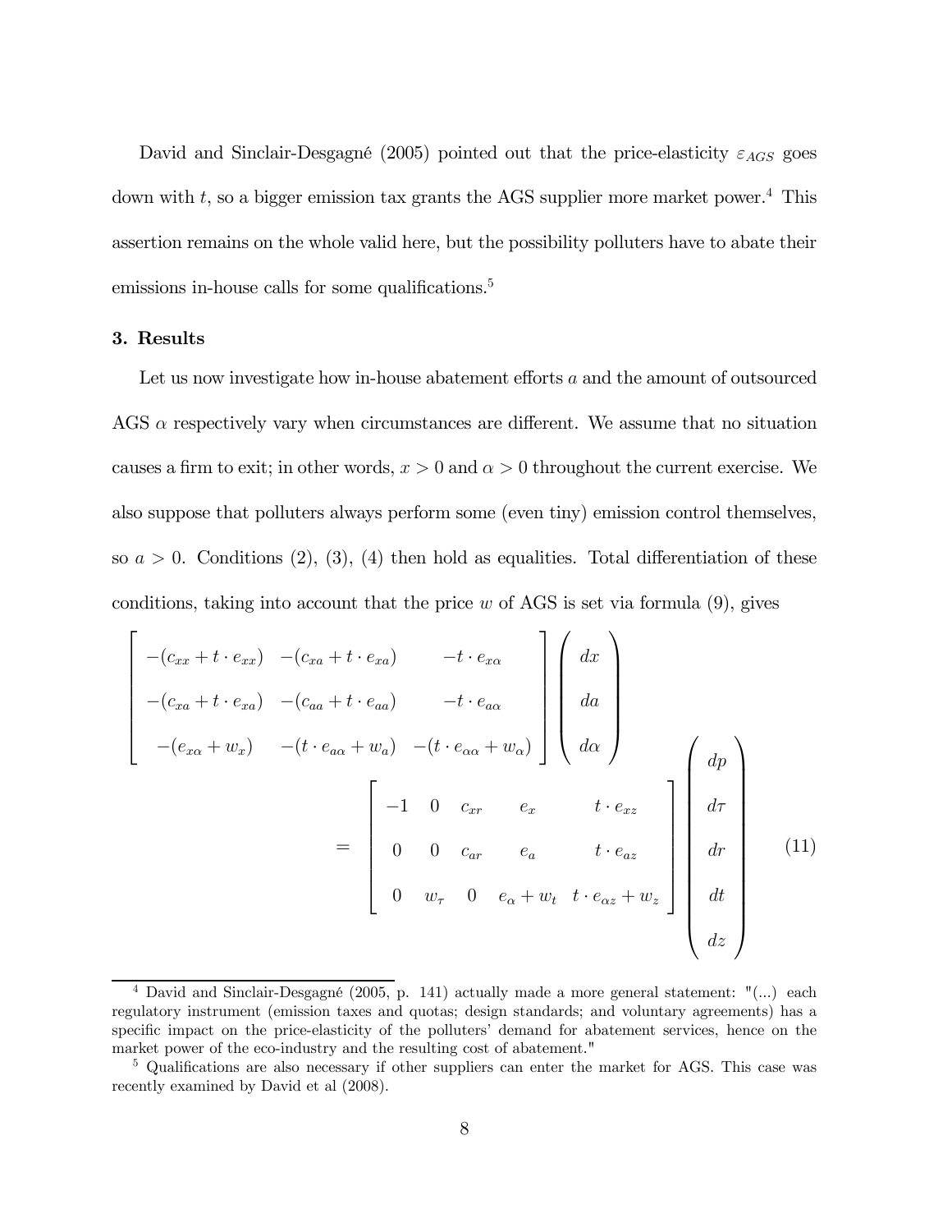David and Sinclair-Desgagné (2005) pointed out that the price-elasticity $\varepsilon_{AGS}$ goes down with $t$, so a bigger emission tax grants the AGS supplier more market power.[4] This assertion remains on the whole valid here, but the possibility polluters have to abate their emissions in-house calls for some qualifications.[5]

### 3. Results

Let us now investigate how in-house abatement efforts $a$ and the amount of outsourced AGS $\alpha$ respectively vary when circumstances are different. We assume that no situation causes a firm to exit; in other words, $x > 0$ and $\alpha > 0$ throughout the current exercise. We also suppose that polluters always perform some (even tiny) emission control themselves, so $a > 0$. Conditions (2), (3), (4) then hold as equalities. Total differentiation of these conditions, taking into account that the price $w$ of AGS is set via formula (9), gives

$$
\begin{bmatrix}
-(c_{xx} + t \cdot e_{xx}) & -(c_{xa} + t \cdot e_{xa}) & -t \cdot e_{x\alpha} \\
-(c_{xa} + t \cdot e_{xa}) & -(c_{aa} + t \cdot e_{aa}) & -t \cdot e_{a\alpha} \\
-(e_{x\alpha} + w_x) & -(t \cdot e_{a\alpha} + w_a) & -(t \cdot e_{\alpha\alpha} + w_\alpha)
\end{bmatrix}
\begin{pmatrix} dx \\ da \\ d\alpha \end{pmatrix}
=
\begin{bmatrix}
-1 & 0 & c_{xr} & e_x & t \cdot e_{xz} \\
0 & 0 & c_{ar} & e_a & t \cdot e_{az} \\
0 & w_\tau & 0 & e_\alpha + w_t & t \cdot e_{\alpha z} + w_z
\end{bmatrix}
\begin{pmatrix} dp \\ d\tau \\ dr \\ dt \\ dz \end{pmatrix}
\tag{11}
$$

---

[4] David and Sinclair-Desgagné (2005, p. 141) actually made a more general statement: "(...) each regulatory instrument (emission taxes and quotas; design standards; and voluntary agreements) has a specific impact on the price-elasticity of the polluters' demand for abatement services, hence on the market power of the eco-industry and the resulting cost of abatement."

[5] Qualifications are also necessary if other suppliers can enter the market for AGS. This case was recently examined by David et al (2008).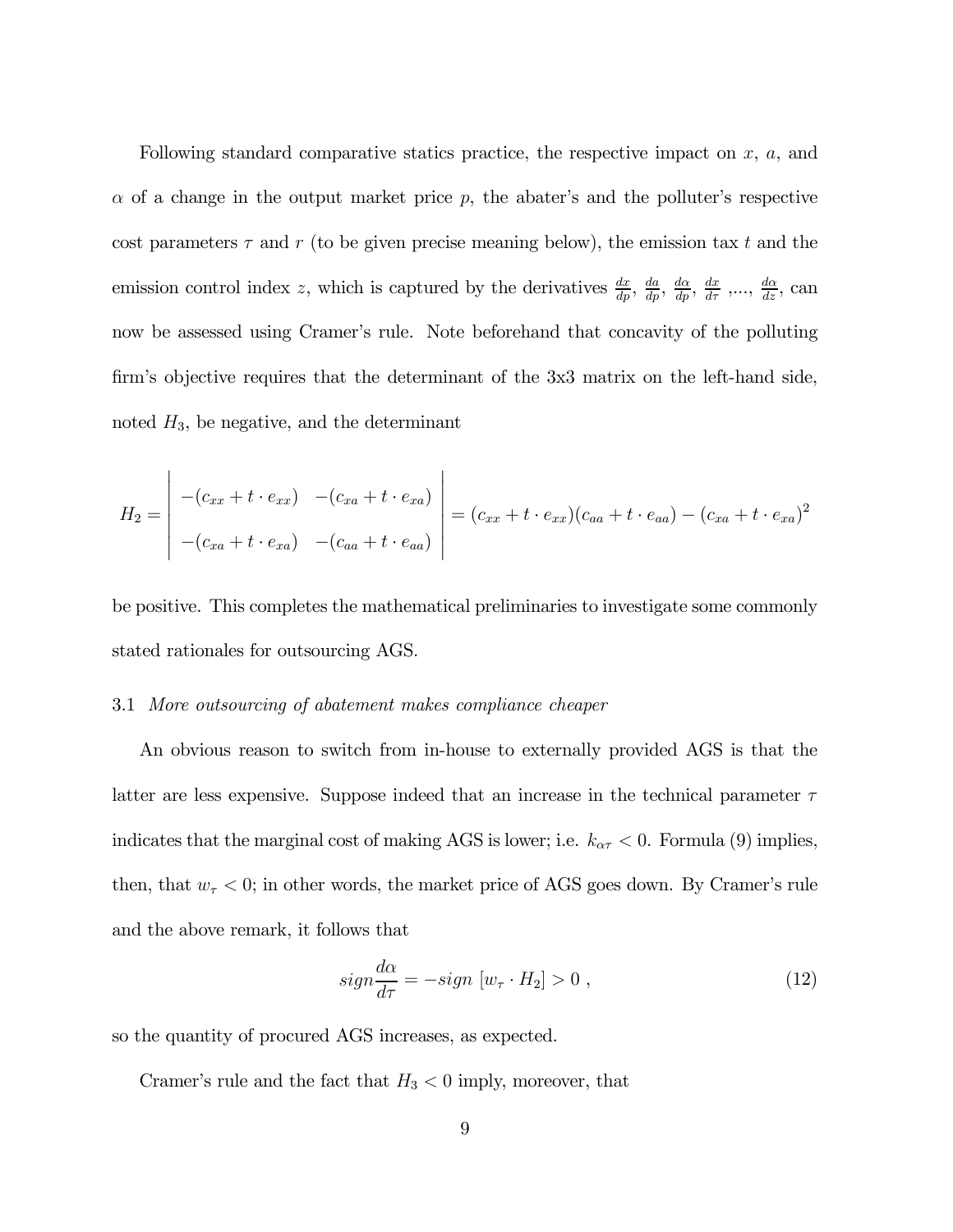Following standard comparative statics practice, the respective impact on $x$, $a$, and $\alpha$ of a change in the output market price $p$, the abater's and the polluter's respective cost parameters $\tau$ and $r$ (to be given precise meaning below), the emission tax $t$ and the emission control index $z$, which is captured by the derivatives $\frac{dx}{dp}$, $\frac{da}{dp}$, $\frac{d\alpha}{dp}$, $\frac{dx}{d\tau}$ ,..., $\frac{d\alpha}{dz}$, can now be assessed using Cramer's rule. Note beforehand that concavity of the polluting firm's objective requires that the determinant of the 3x3 matrix on the left-hand side, noted $H_3$, be negative, and the determinant

$$H_2 = \begin{vmatrix} -(c_{xx} + t \cdot e_{xx}) & -(c_{xa} + t \cdot e_{xa}) \\ -(c_{xa} + t \cdot e_{xa}) & -(c_{aa} + t \cdot e_{aa}) \end{vmatrix} = (c_{xx} + t \cdot e_{xx})(c_{aa} + t \cdot e_{aa}) - (c_{xa} + t \cdot e_{xa})^2$$

be positive. This completes the mathematical preliminaries to investigate some commonly stated rationales for outsourcing AGS.

### 3.1 *More outsourcing of abatement makes compliance cheaper*

An obvious reason to switch from in-house to externally provided AGS is that the latter are less expensive. Suppose indeed that an increase in the technical parameter $\tau$ indicates that the marginal cost of making AGS is lower; i.e. $k_{\alpha\tau} < 0$. Formula (9) implies, then, that $w_\tau < 0$; in other words, the market price of AGS goes down. By Cramer's rule and the above remark, it follows that

$$sign\frac{d\alpha}{d\tau} = -sign\ [w_\tau \cdot H_2] > 0\ , \tag{12}$$

so the quantity of procured AGS increases, as expected.

Cramer's rule and the fact that $H_3 < 0$ imply, moreover, that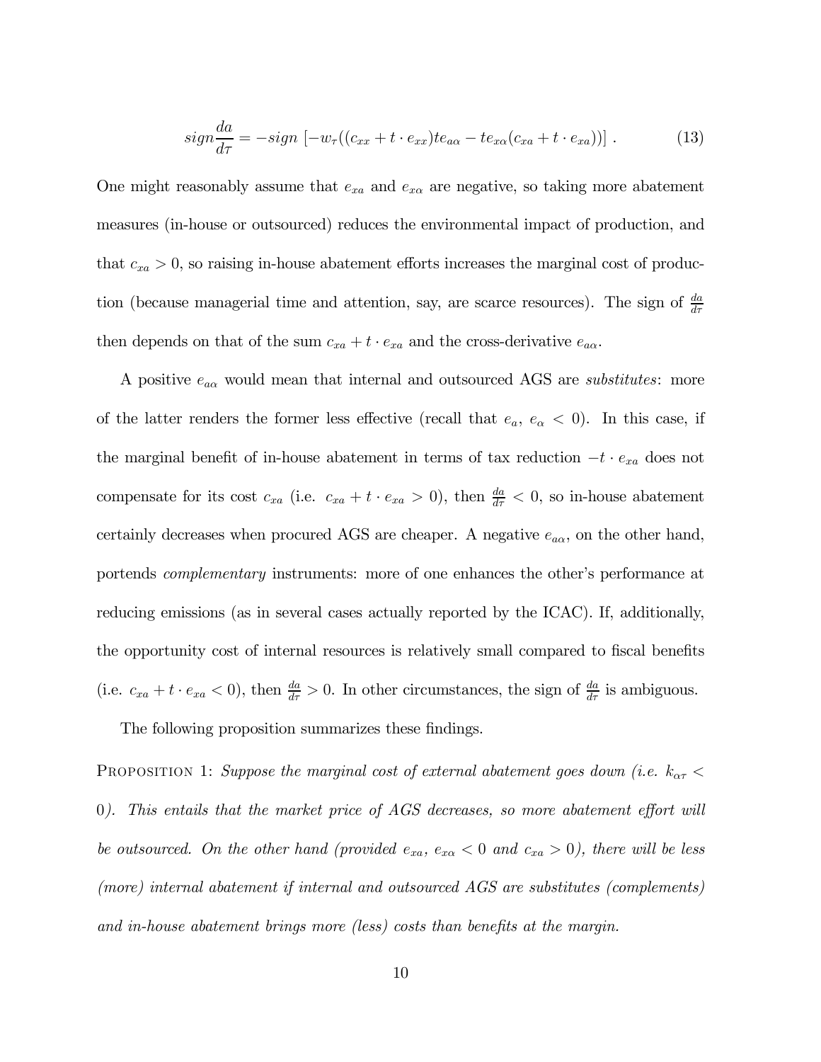$$sign\frac{da}{d\tau} = -sign\left[-w_\tau((c_{xx} + t \cdot e_{xx})te_{a\alpha} - te_{x\alpha}(c_{xa} + t \cdot e_{xa}))\right]. \tag{13}$$

One might reasonably assume that $e_{xa}$ and $e_{x\alpha}$ are negative, so taking more abatement measures (in-house or outsourced) reduces the environmental impact of production, and that $c_{xa} > 0$, so raising in-house abatement efforts increases the marginal cost of production (because managerial time and attention, say, are scarce resources). The sign of $\frac{da}{d\tau}$ then depends on that of the sum $c_{xa} + t \cdot e_{xa}$ and the cross-derivative $e_{a\alpha}$.

A positive $e_{a\alpha}$ would mean that internal and outsourced AGS are *substitutes*: more of the latter renders the former less effective (recall that $e_a$, $e_\alpha < 0$). In this case, if the marginal benefit of in-house abatement in terms of tax reduction $-t \cdot e_{xa}$ does not compensate for its cost $c_{xa}$ (i.e. $c_{xa} + t \cdot e_{xa} > 0$), then $\frac{da}{d\tau} < 0$, so in-house abatement certainly decreases when procured AGS are cheaper. A negative $e_{a\alpha}$, on the other hand, portends *complementary* instruments: more of one enhances the other's performance at reducing emissions (as in several cases actually reported by the ICAC). If, additionally, the opportunity cost of internal resources is relatively small compared to fiscal benefits (i.e. $c_{xa} + t \cdot e_{xa} < 0$), then $\frac{da}{d\tau} > 0$. In other circumstances, the sign of $\frac{da}{d\tau}$ is ambiguous.

The following proposition summarizes these findings.

PROPOSITION 1: *Suppose the marginal cost of external abatement goes down (i.e. $k_{\alpha\tau} < 0$). This entails that the market price of AGS decreases, so more abatement effort will be outsourced. On the other hand (provided $e_{xa}$, $e_{x\alpha} < 0$ and $c_{xa} > 0$), there will be less (more) internal abatement if internal and outsourced AGS are substitutes (complements) and in-house abatement brings more (less) costs than benefits at the margin.*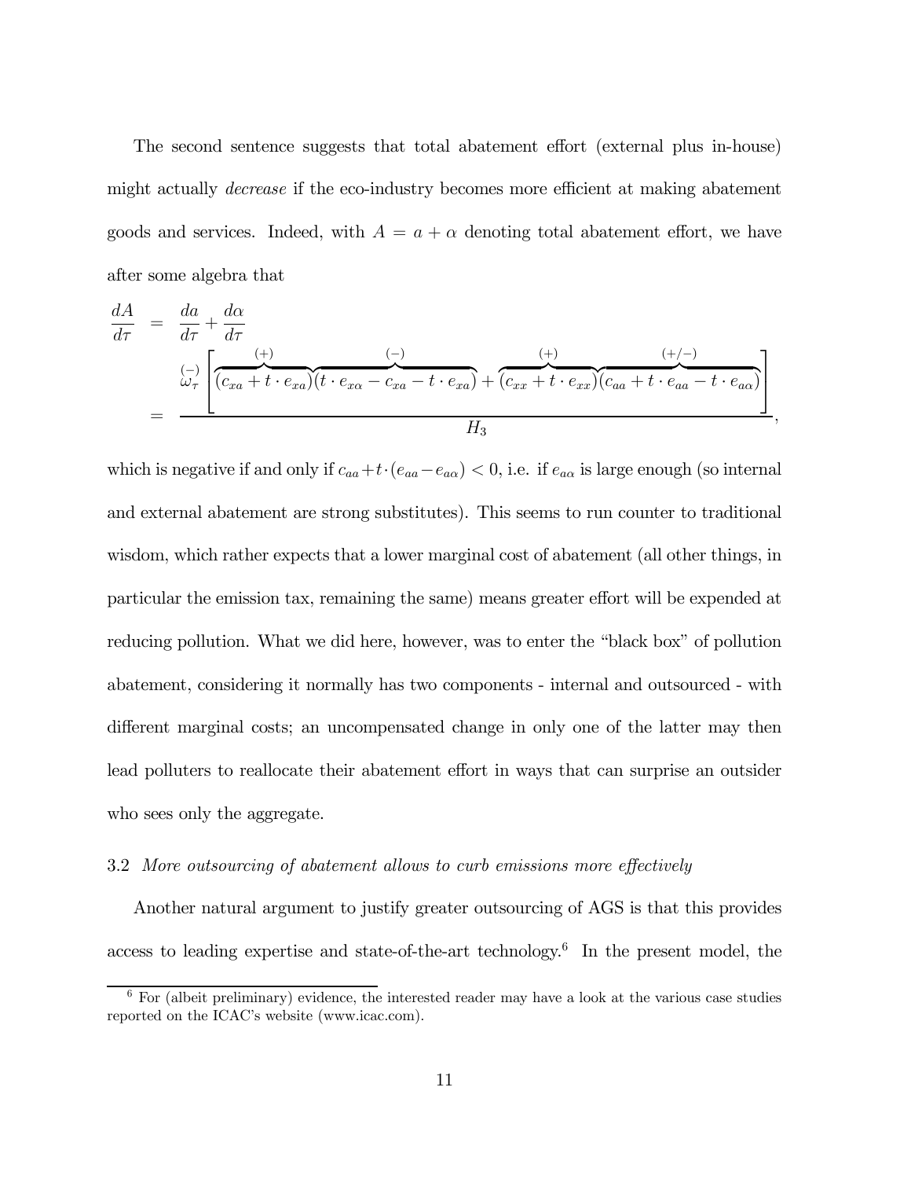The second sentence suggests that total abatement effort (external plus in-house) might actually *decrease* if the eco-industry becomes more efficient at making abatement goods and services. Indeed, with $A = a + \alpha$ denoting total abatement effort, we have after some algebra that

$$
\begin{aligned}
\frac{dA}{d\tau} &= \frac{da}{d\tau} + \frac{d\alpha}{d\tau} \\
&= \frac{\overset{(-)}{\omega_\tau}\left[\overbrace{(c_{xa} + t \cdot e_{xa})}^{(+)}\overbrace{(t \cdot e_{x\alpha} - c_{xa} - t \cdot e_{xa})}^{(-)} + \overbrace{(c_{xx} + t \cdot e_{xx})}^{(+)}\overbrace{(c_{aa} + t \cdot e_{aa} - t \cdot e_{a\alpha})}^{(+/-)}\right]}{H_3},
\end{aligned}
$$

which is negative if and only if $c_{aa} + t \cdot (e_{aa} - e_{a\alpha}) < 0$, i.e. if $e_{a\alpha}$ is large enough (so internal and external abatement are strong substitutes). This seems to run counter to traditional wisdom, which rather expects that a lower marginal cost of abatement (all other things, in particular the emission tax, remaining the same) means greater effort will be expended at reducing pollution. What we did here, however, was to enter the "black box" of pollution abatement, considering it normally has two components - internal and outsourced - with different marginal costs; an uncompensated change in only one of the latter may then lead polluters to reallocate their abatement effort in ways that can surprise an outsider who sees only the aggregate.

### 3.2 *More outsourcing of abatement allows to curb emissions more effectively*

Another natural argument to justify greater outsourcing of AGS is that this provides access to leading expertise and state-of-the-art technology.[6] In the present model, the

[6] For (albeit preliminary) evidence, the interested reader may have a look at the various case studies reported on the ICAC's website (www.icac.com).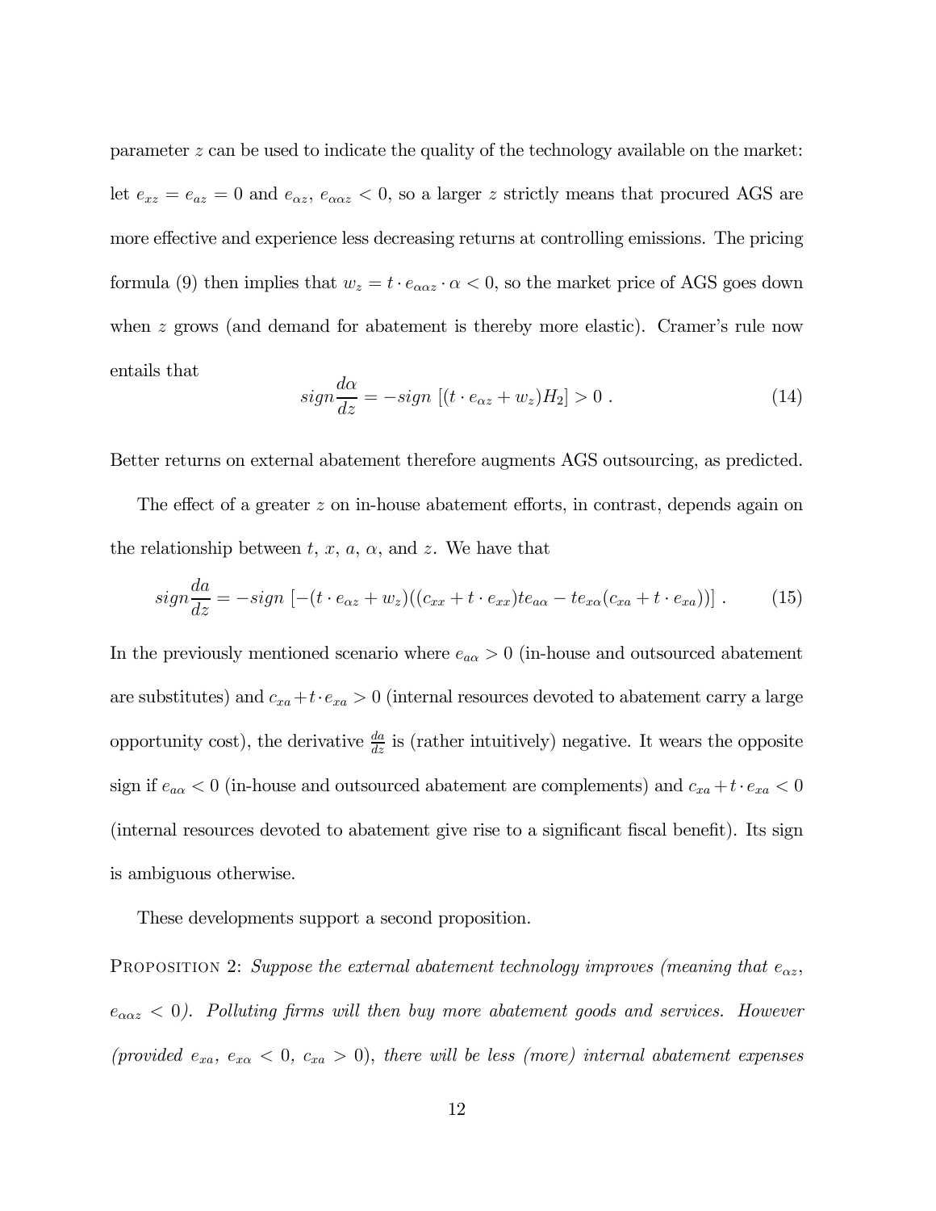parameter $z$ can be used to indicate the quality of the technology available on the market: let $e_{xz} = e_{az} = 0$ and $e_{\alpha z}$, $e_{\alpha\alpha z} < 0$, so a larger $z$ strictly means that procured AGS are more effective and experience less decreasing returns at controlling emissions. The pricing formula (9) then implies that $w_z = t \cdot e_{\alpha\alpha z} \cdot \alpha < 0$, so the market price of AGS goes down when $z$ grows (and demand for abatement is thereby more elastic). Cramer's rule now entails that

$$sign \frac{d\alpha}{dz} = -sign \left[ (t \cdot e_{\alpha z} + w_z) H_2 \right] > 0 \; . \tag{14}$$

Better returns on external abatement therefore augments AGS outsourcing, as predicted.

The effect of a greater $z$ on in-house abatement efforts, in contrast, depends again on the relationship between $t$, $x$, $a$, $\alpha$, and $z$. We have that

$$sign \frac{da}{dz} = -sign \left[ -(t \cdot e_{\alpha z} + w_z)((c_{xx} + t \cdot e_{xx}) t e_{a\alpha} - t e_{x\alpha}(c_{xa} + t \cdot e_{xa})) \right] . \tag{15}$$

In the previously mentioned scenario where $e_{a\alpha} > 0$ (in-house and outsourced abatement are substitutes) and $c_{xa} + t \cdot e_{xa} > 0$ (internal resources devoted to abatement carry a large opportunity cost), the derivative $\frac{da}{dz}$ is (rather intuitively) negative. It wears the opposite sign if $e_{a\alpha} < 0$ (in-house and outsourced abatement are complements) and $c_{xa} + t \cdot e_{xa} < 0$ (internal resources devoted to abatement give rise to a significant fiscal benefit). Its sign is ambiguous otherwise.

These developments support a second proposition.

PROPOSITION 2: *Suppose the external abatement technology improves (meaning that $e_{\alpha z}$, $e_{\alpha\alpha z} < 0$). Polluting firms will then buy more abatement goods and services. However (provided $e_{xa}$, $e_{x\alpha} < 0$, $c_{xa} > 0$), there will be less (more) internal abatement expenses*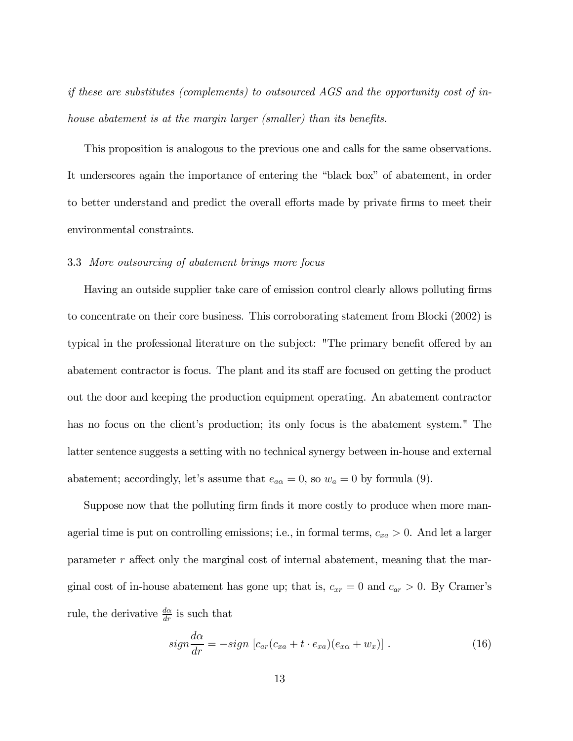*if these are substitutes (complements) to outsourced AGS and the opportunity cost of in-house abatement is at the margin larger (smaller) than its benefits.*

This proposition is analogous to the previous one and calls for the same observations. It underscores again the importance of entering the "black box" of abatement, in order to better understand and predict the overall efforts made by private firms to meet their environmental constraints.

### 3.3 *More outsourcing of abatement brings more focus*

Having an outside supplier take care of emission control clearly allows polluting firms to concentrate on their core business. This corroborating statement from Blocki (2002) is typical in the professional literature on the subject: "The primary benefit offered by an abatement contractor is focus. The plant and its staff are focused on getting the product out the door and keeping the production equipment operating. An abatement contractor has no focus on the client's production; its only focus is the abatement system." The latter sentence suggests a setting with no technical synergy between in-house and external abatement; accordingly, let's assume that $e_{a\alpha} = 0$, so $w_a = 0$ by formula (9).

Suppose now that the polluting firm finds it more costly to produce when more managerial time is put on controlling emissions; i.e., in formal terms, $c_{xa} > 0$. And let a larger parameter $r$ affect only the marginal cost of internal abatement, meaning that the marginal cost of in-house abatement has gone up; that is, $c_{xr} = 0$ and $c_{ar} > 0$. By Cramer's rule, the derivative $\frac{d\alpha}{dr}$ is such that

$$sign\frac{d\alpha}{dr} = -sign\ [c_{ar}(c_{xa} + t \cdot e_{xa})(e_{x\alpha} + w_x)]\ . \tag{16}$$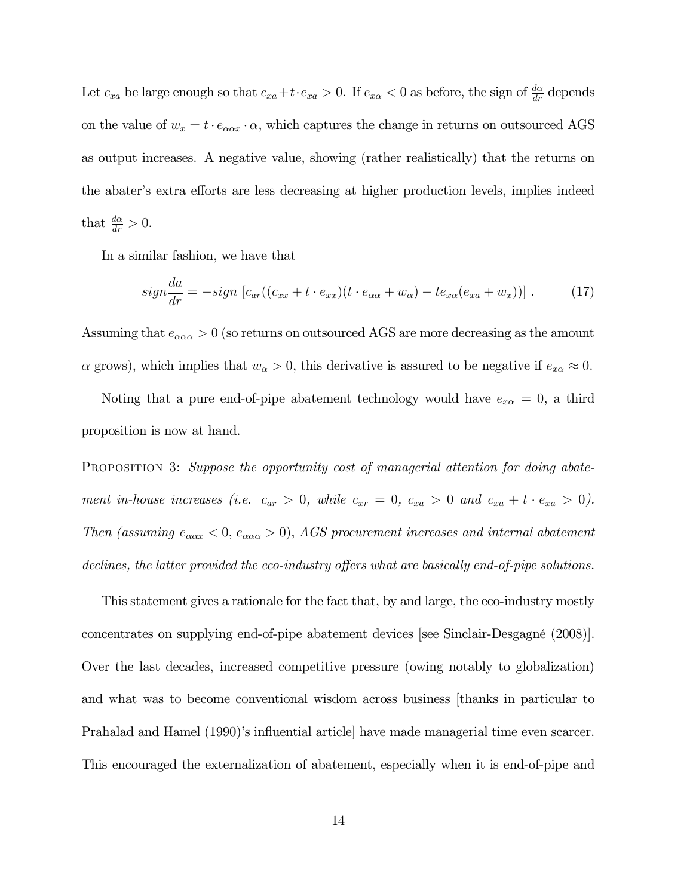Let $c_{xa}$ be large enough so that $c_{xa} + t \cdot e_{xa} > 0$. If $e_{x\alpha} < 0$ as before, the sign of $\frac{d\alpha}{dr}$ depends on the value of $w_x = t \cdot e_{\alpha\alpha x} \cdot \alpha$, which captures the change in returns on outsourced AGS as output increases. A negative value, showing (rather realistically) that the returns on the abater's extra efforts are less decreasing at higher production levels, implies indeed that $\frac{d\alpha}{dr} > 0$.

In a similar fashion, we have that

$$sign \frac{da}{dr} = -sign \left[ c_{ar}((c_{xx} + t \cdot e_{xx})(t \cdot e_{\alpha\alpha} + w_{\alpha}) - te_{x\alpha}(e_{xa} + w_x)) \right] . \qquad (17)$$

Assuming that $e_{\alpha\alpha\alpha} > 0$ (so returns on outsourced AGS are more decreasing as the amount $\alpha$ grows), which implies that $w_{\alpha} > 0$, this derivative is assured to be negative if $e_{x\alpha} \approx 0$.

Noting that a pure end-of-pipe abatement technology would have $e_{x\alpha} = 0$, a third proposition is now at hand.

PROPOSITION 3: *Suppose the opportunity cost of managerial attention for doing abatement in-house increases (i.e. $c_{ar} > 0$, while $c_{xr} = 0$, $c_{xa} > 0$ and $c_{xa} + t \cdot e_{xa} > 0$). Then (assuming $e_{\alpha\alpha x} < 0$, $e_{\alpha\alpha\alpha} > 0$), AGS procurement increases and internal abatement declines, the latter provided the eco-industry offers what are basically end-of-pipe solutions.*

This statement gives a rationale for the fact that, by and large, the eco-industry mostly concentrates on supplying end-of-pipe abatement devices [see Sinclair-Desgagné (2008)]. Over the last decades, increased competitive pressure (owing notably to globalization) and what was to become conventional wisdom across business [thanks in particular to Prahalad and Hamel (1990)'s influential article] have made managerial time even scarcer. This encouraged the externalization of abatement, especially when it is end-of-pipe and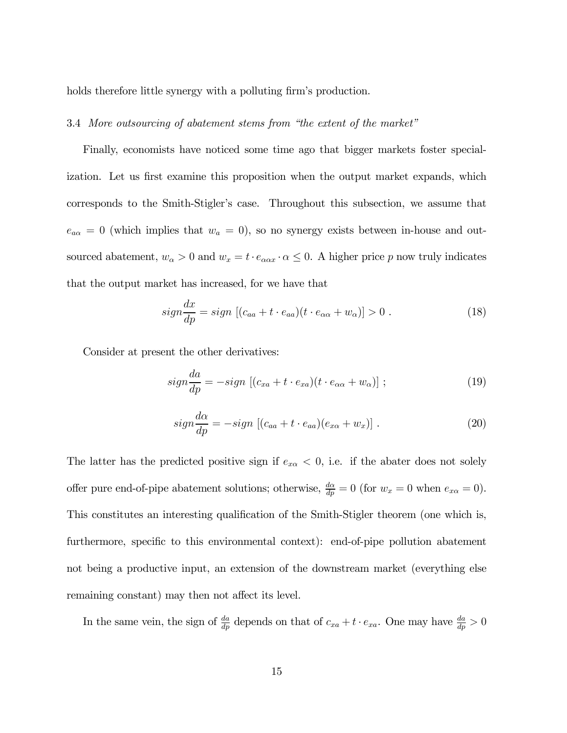holds therefore little synergy with a polluting firm's production.

### 3.4 *More outsourcing of abatement stems from "the extent of the market"*

Finally, economists have noticed some time ago that bigger markets foster specialization. Let us first examine this proposition when the output market expands, which corresponds to the Smith-Stigler's case. Throughout this subsection, we assume that $e_{a\alpha} = 0$ (which implies that $w_a = 0$), so no synergy exists between in-house and outsourced abatement, $w_\alpha > 0$ and $w_x = t \cdot e_{\alpha\alpha x} \cdot \alpha \leq 0$. A higher price $p$ now truly indicates that the output market has increased, for we have that

$$sign \frac{dx}{dp} = sign \left[ (c_{aa} + t \cdot e_{aa})(t \cdot e_{\alpha\alpha} + w_\alpha) \right] > 0 \ . \tag{18}$$

Consider at present the other derivatives:

$$sign \frac{da}{dp} = -sign \left[ (c_{xa} + t \cdot e_{xa})(t \cdot e_{\alpha\alpha} + w_\alpha) \right] \ ; \tag{19}$$

$$sign \frac{d\alpha}{dp} = -sign \left[ (c_{aa} + t \cdot e_{aa})(e_{x\alpha} + w_x) \right] \ . \tag{20}$$

The latter has the predicted positive sign if $e_{x\alpha} < 0$, i.e. if the abater does not solely offer pure end-of-pipe abatement solutions; otherwise, $\frac{d\alpha}{dp} = 0$ (for $w_x = 0$ when $e_{x\alpha} = 0$). This constitutes an interesting qualification of the Smith-Stigler theorem (one which is, furthermore, specific to this environmental context): end-of-pipe pollution abatement not being a productive input, an extension of the downstream market (everything else remaining constant) may then not affect its level.

In the same vein, the sign of $\frac{da}{dp}$ depends on that of $c_{xa} + t \cdot e_{xa}$. One may have $\frac{da}{dp} > 0$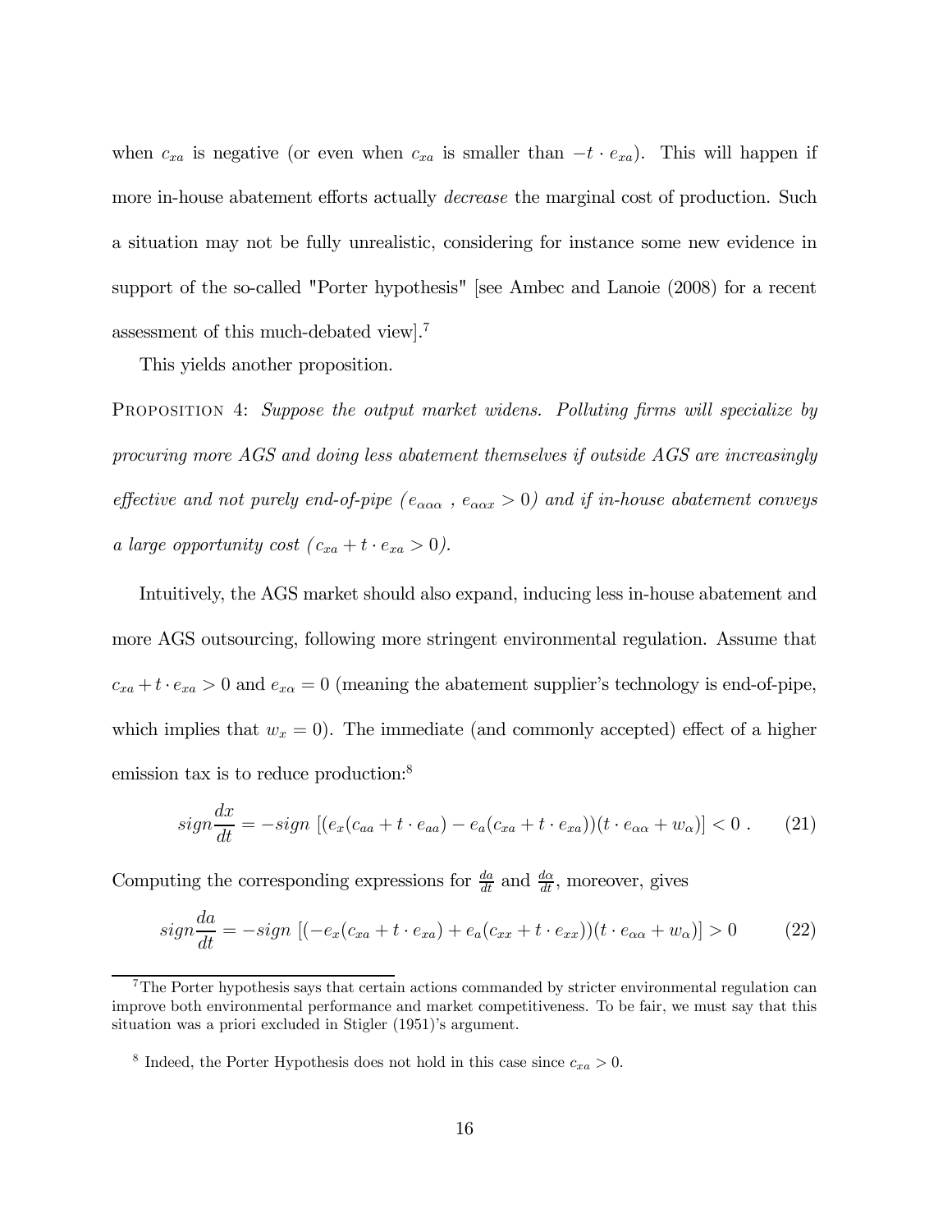when $c_{xa}$ is negative (or even when $c_{xa}$ is smaller than $-t \cdot e_{xa}$). This will happen if more in-house abatement efforts actually *decrease* the marginal cost of production. Such a situation may not be fully unrealistic, considering for instance some new evidence in support of the so-called "Porter hypothesis" [see Ambec and Lanoie (2008) for a recent assessment of this much-debated view].[7]

This yields another proposition.

PROPOSITION 4: *Suppose the output market widens. Polluting firms will specialize by procuring more AGS and doing less abatement themselves if outside AGS are increasingly effective and not purely end-of-pipe ($e_{\alpha\alpha\alpha}$ , $e_{\alpha\alpha x} > 0$) and if in-house abatement conveys a large opportunity cost ($c_{xa} + t \cdot e_{xa} > 0$).*

Intuitively, the AGS market should also expand, inducing less in-house abatement and more AGS outsourcing, following more stringent environmental regulation. Assume that $c_{xa} + t \cdot e_{xa} > 0$ and $e_{x\alpha} = 0$ (meaning the abatement supplier's technology is end-of-pipe, which implies that $w_x = 0$). The immediate (and commonly accepted) effect of a higher emission tax is to reduce production:[8]

$$sign\frac{dx}{dt} = -sign\ [(e_x(c_{aa} + t \cdot e_{aa}) - e_a(c_{xa} + t \cdot e_{xa}))(t \cdot e_{\alpha\alpha} + w_\alpha)] < 0\ . \tag{21}$$

Computing the corresponding expressions for $\frac{da}{dt}$ and $\frac{d\alpha}{dt}$, moreover, gives

$$sign\frac{da}{dt} = -sign\ [(-e_x(c_{xa} + t \cdot e_{xa}) + e_a(c_{xx} + t \cdot e_{xx}))(t \cdot e_{\alpha\alpha} + w_\alpha)] > 0 \tag{22}$$

---

[7] The Porter hypothesis says that certain actions commanded by stricter environmental regulation can improve both environmental performance and market competitiveness. To be fair, we must say that this situation was a priori excluded in Stigler (1951)'s argument.

[8] Indeed, the Porter Hypothesis does not hold in this case since $c_{xa} > 0$.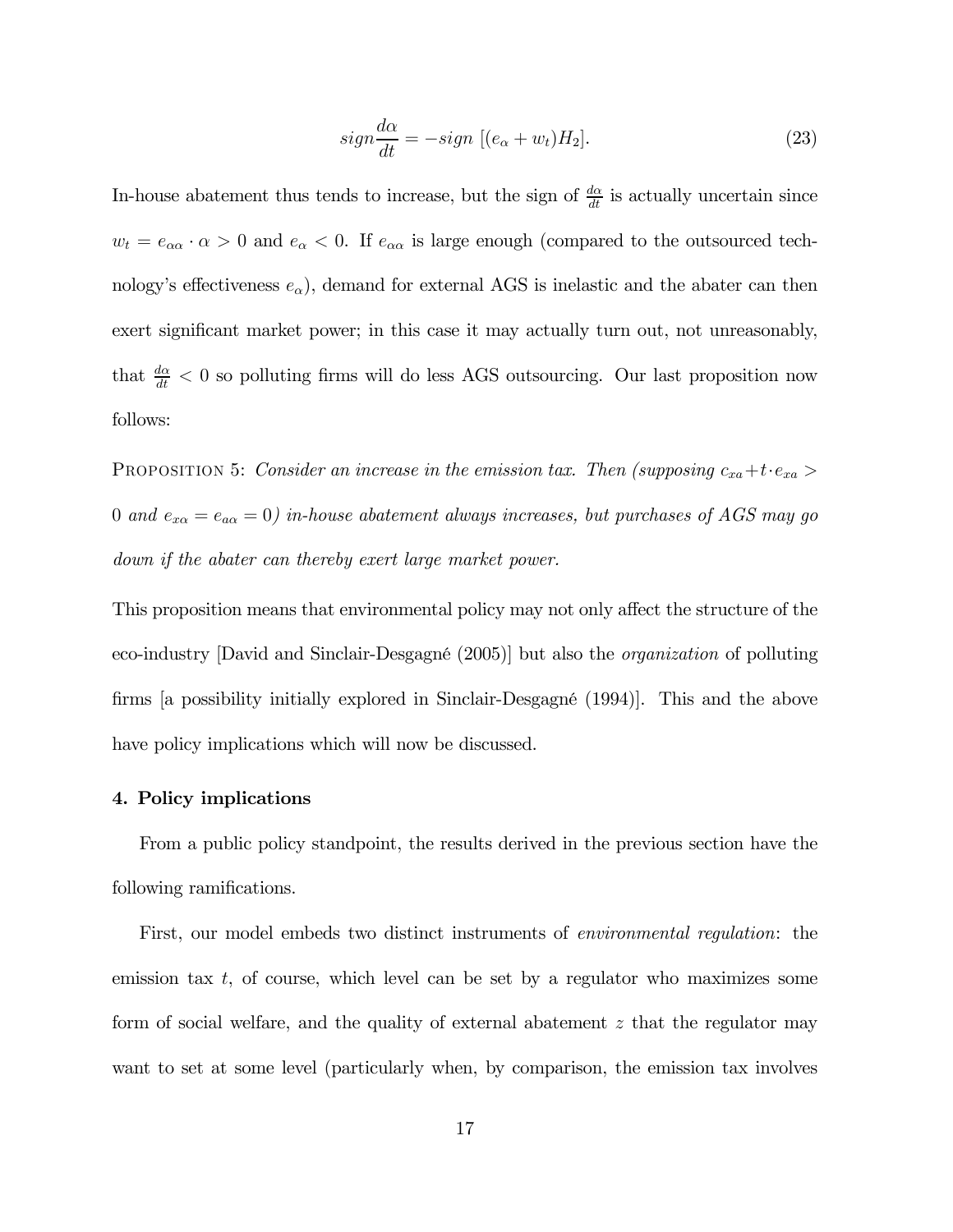$$sign \frac{d\alpha}{dt} = -sign\ [(e_{\alpha} + w_t)H_2]. \tag{23}$$

In-house abatement thus tends to increase, but the sign of $\frac{d\alpha}{dt}$ is actually uncertain since $w_t = e_{\alpha\alpha} \cdot \alpha > 0$ and $e_{\alpha} < 0$. If $e_{\alpha\alpha}$ is large enough (compared to the outsourced technology's effectiveness $e_{\alpha}$), demand for external AGS is inelastic and the abater can then exert significant market power; in this case it may actually turn out, not unreasonably, that $\frac{d\alpha}{dt} < 0$ so polluting firms will do less AGS outsourcing. Our last proposition now follows:

PROPOSITION 5: *Consider an increase in the emission tax. Then (supposing $c_{xa} + t \cdot e_{xa} > 0$ and $e_{x\alpha} = e_{a\alpha} = 0$) in-house abatement always increases, but purchases of AGS may go down if the abater can thereby exert large market power.*

This proposition means that environmental policy may not only affect the structure of the eco-industry [David and Sinclair-Desgagné (2005)] but also the *organization* of polluting firms [a possibility initially explored in Sinclair-Desgagné (1994)]. This and the above have policy implications which will now be discussed.

## 4. Policy implications

From a public policy standpoint, the results derived in the previous section have the following ramifications.

First, our model embeds two distinct instruments of *environmental regulation*: the emission tax $t$, of course, which level can be set by a regulator who maximizes some form of social welfare, and the quality of external abatement $z$ that the regulator may want to set at some level (particularly when, by comparison, the emission tax involves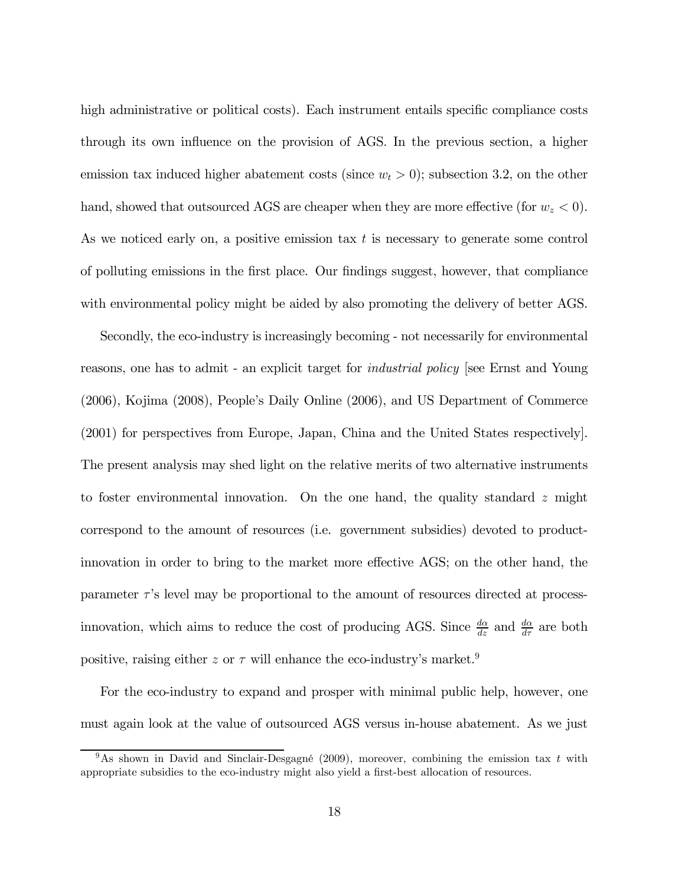high administrative or political costs). Each instrument entails specific compliance costs through its own influence on the provision of AGS. In the previous section, a higher emission tax induced higher abatement costs (since $w_t > 0$); subsection 3.2, on the other hand, showed that outsourced AGS are cheaper when they are more effective (for $w_z < 0$). As we noticed early on, a positive emission tax $t$ is necessary to generate some control of polluting emissions in the first place. Our findings suggest, however, that compliance with environmental policy might be aided by also promoting the delivery of better AGS.

Secondly, the eco-industry is increasingly becoming - not necessarily for environmental reasons, one has to admit - an explicit target for *industrial policy* [see Ernst and Young (2006), Kojima (2008), People's Daily Online (2006), and US Department of Commerce (2001) for perspectives from Europe, Japan, China and the United States respectively]. The present analysis may shed light on the relative merits of two alternative instruments to foster environmental innovation. On the one hand, the quality standard $z$ might correspond to the amount of resources (i.e. government subsidies) devoted to product-innovation in order to bring to the market more effective AGS; on the other hand, the parameter $\tau$'s level may be proportional to the amount of resources directed at process-innovation, which aims to reduce the cost of producing AGS. Since $\frac{d\alpha}{dz}$ and $\frac{d\alpha}{d\tau}$ are both positive, raising either $z$ or $\tau$ will enhance the eco-industry's market.[9]

For the eco-industry to expand and prosper with minimal public help, however, one must again look at the value of outsourced AGS versus in-house abatement. As we just

[9] As shown in David and Sinclair-Desgagné (2009), moreover, combining the emission tax $t$ with appropriate subsidies to the eco-industry might also yield a first-best allocation of resources.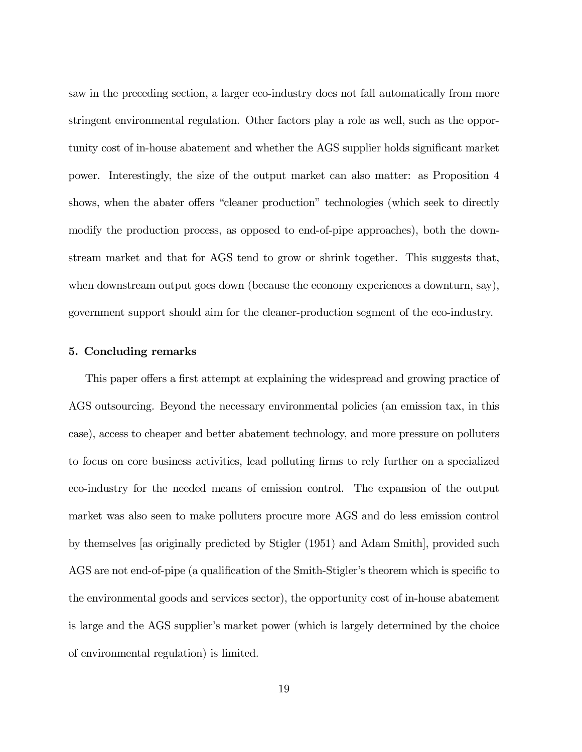saw in the preceding section, a larger eco-industry does not fall automatically from more stringent environmental regulation. Other factors play a role as well, such as the opportunity cost of in-house abatement and whether the AGS supplier holds significant market power. Interestingly, the size of the output market can also matter: as Proposition 4 shows, when the abater offers "cleaner production" technologies (which seek to directly modify the production process, as opposed to end-of-pipe approaches), both the downstream market and that for AGS tend to grow or shrink together. This suggests that, when downstream output goes down (because the economy experiences a downturn, say), government support should aim for the cleaner-production segment of the eco-industry.

## 5. Concluding remarks

This paper offers a first attempt at explaining the widespread and growing practice of AGS outsourcing. Beyond the necessary environmental policies (an emission tax, in this case), access to cheaper and better abatement technology, and more pressure on polluters to focus on core business activities, lead polluting firms to rely further on a specialized eco-industry for the needed means of emission control. The expansion of the output market was also seen to make polluters procure more AGS and do less emission control by themselves [as originally predicted by Stigler (1951) and Adam Smith], provided such AGS are not end-of-pipe (a qualification of the Smith-Stigler's theorem which is specific to the environmental goods and services sector), the opportunity cost of in-house abatement is large and the AGS supplier's market power (which is largely determined by the choice of environmental regulation) is limited.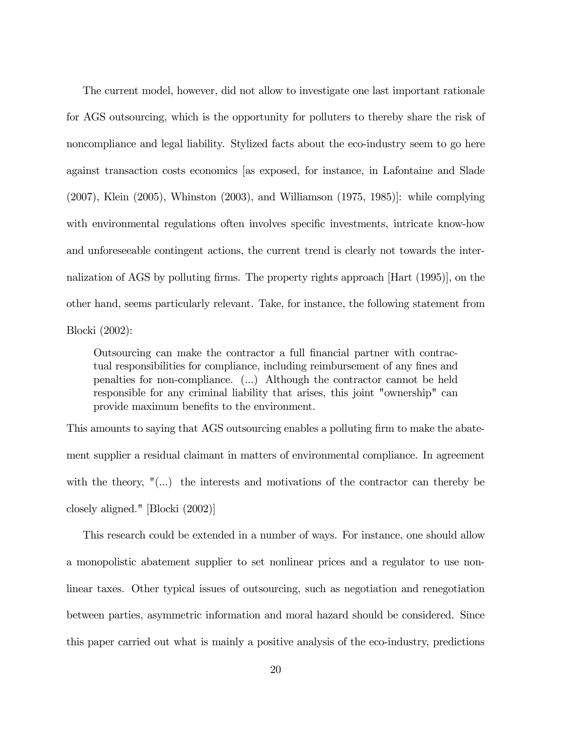The current model, however, did not allow to investigate one last important rationale for AGS outsourcing, which is the opportunity for polluters to thereby share the risk of noncompliance and legal liability. Stylized facts about the eco-industry seem to go here against transaction costs economics [as exposed, for instance, in Lafontaine and Slade (2007), Klein (2005), Whinston (2003), and Williamson (1975, 1985)]: while complying with environmental regulations often involves specific investments, intricate know-how and unforeseeable contingent actions, the current trend is clearly not towards the internalization of AGS by polluting firms. The property rights approach [Hart (1995)], on the other hand, seems particularly relevant. Take, for instance, the following statement from Blocki (2002):

> Outsourcing can make the contractor a full financial partner with contractual responsibilities for compliance, including reimbursement of any fines and penalties for non-compliance. (...) Although the contractor cannot be held responsible for any criminal liability that arises, this joint "ownership" can provide maximum benefits to the environment.

This amounts to saying that AGS outsourcing enables a polluting firm to make the abatement supplier a residual claimant in matters of environmental compliance. In agreement with the theory, "(...) the interests and motivations of the contractor can thereby be closely aligned." [Blocki (2002)]

This research could be extended in a number of ways. For instance, one should allow a monopolistic abatement supplier to set nonlinear prices and a regulator to use nonlinear taxes. Other typical issues of outsourcing, such as negotiation and renegotiation between parties, asymmetric information and moral hazard should be considered. Since this paper carried out what is mainly a positive analysis of the eco-industry, predictions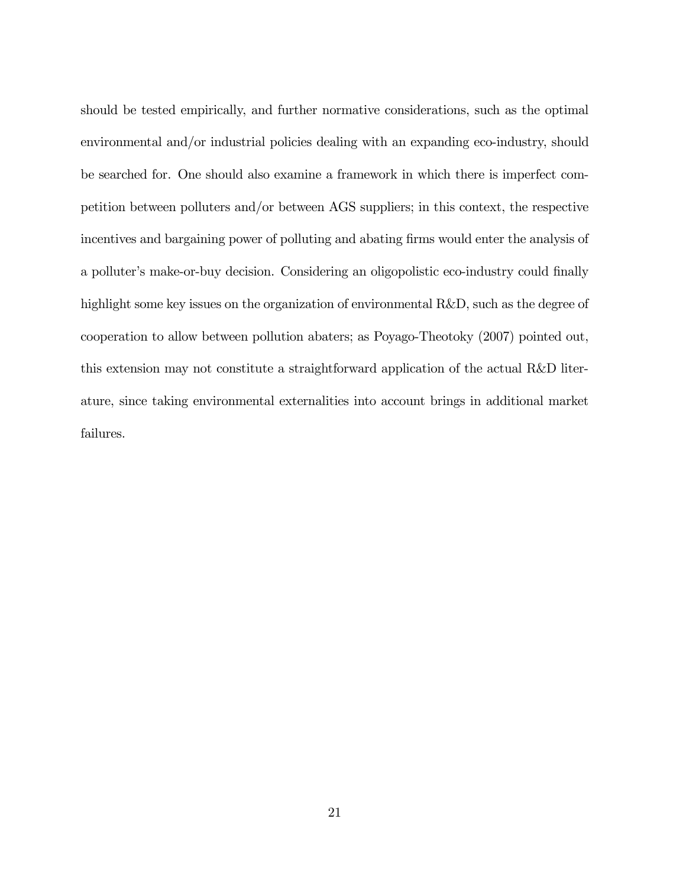should be tested empirically, and further normative considerations, such as the optimal environmental and/or industrial policies dealing with an expanding eco-industry, should be searched for. One should also examine a framework in which there is imperfect competition between polluters and/or between AGS suppliers; in this context, the respective incentives and bargaining power of polluting and abating firms would enter the analysis of a polluter's make-or-buy decision. Considering an oligopolistic eco-industry could finally highlight some key issues on the organization of environmental R&D, such as the degree of cooperation to allow between pollution abaters; as Poyago-Theotoky (2007) pointed out, this extension may not constitute a straightforward application of the actual R&D literature, since taking environmental externalities into account brings in additional market failures.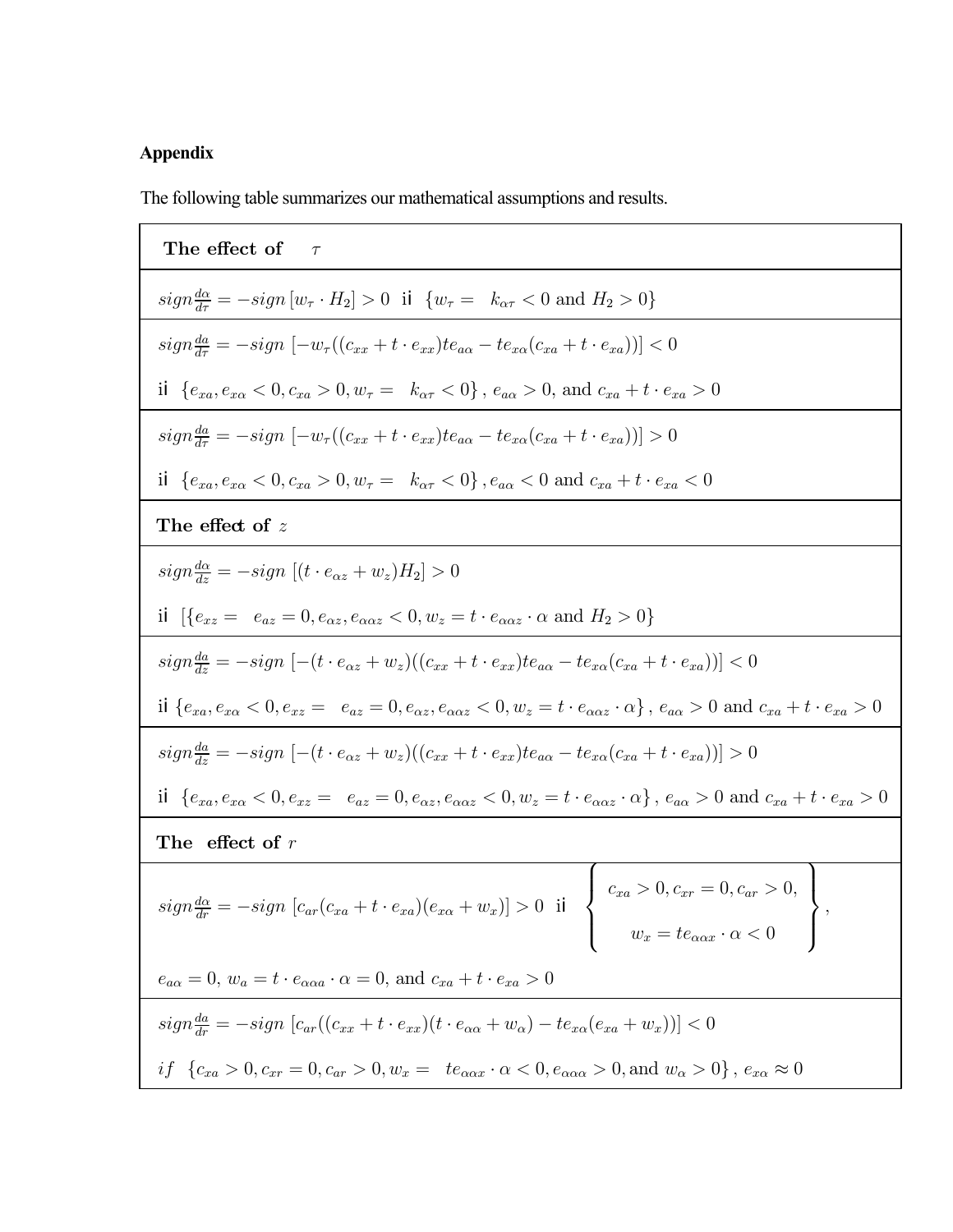## Appendix

The following table summarizes our mathematical assumptions and results.

| **The effect of** $\tau$ |
|---|
| $sign\frac{d\alpha}{d\tau} = -sign\,[w_\tau \cdot H_2] > 0$ if $\{w_\tau = k_{\alpha\tau} < 0 \text{ and } H_2 > 0\}$ |
| $sign\frac{da}{d\tau} = -sign\,[-w_\tau((c_{xx} + t \cdot e_{xx})te_{a\alpha} - te_{x\alpha}(c_{xa} + t \cdot e_{xa}))] < 0$ <br> if $\{e_{xa}, e_{x\alpha} < 0, c_{xa} > 0, w_\tau = k_{\alpha\tau} < 0\}$, $e_{a\alpha} > 0$, and $c_{xa} + t \cdot e_{xa} > 0$ |
| $sign\frac{da}{d\tau} = -sign\,[-w_\tau((c_{xx} + t \cdot e_{xx})te_{a\alpha} - te_{x\alpha}(c_{xa} + t \cdot e_{xa}))] > 0$ <br> if $\{e_{xa}, e_{x\alpha} < 0, c_{xa} > 0, w_\tau = k_{\alpha\tau} < 0\}$, $e_{a\alpha} < 0$ and $c_{xa} + t \cdot e_{xa} < 0$ |
| **The effect of** $z$ |
| $sign\frac{d\alpha}{dz} = -sign\,[(t \cdot e_{\alpha z} + w_z)H_2] > 0$ <br> if $[\{e_{xz} = e_{az} = 0, e_{\alpha z}, e_{\alpha\alpha z} < 0, w_z = t \cdot e_{\alpha\alpha z} \cdot \alpha \text{ and } H_2 > 0\}$ |
| $sign\frac{da}{dz} = -sign\,[-(t \cdot e_{\alpha z} + w_z)((c_{xx} + t \cdot e_{xx})te_{a\alpha} - te_{x\alpha}(c_{xa} + t \cdot e_{xa}))] < 0$ <br> if $\{e_{xa}, e_{x\alpha} < 0, e_{xz} = e_{az} = 0, e_{\alpha z}, e_{\alpha\alpha z} < 0, w_z = t \cdot e_{\alpha\alpha z} \cdot \alpha\}$, $e_{a\alpha} > 0$ and $c_{xa} + t \cdot e_{xa} > 0$ |
| $sign\frac{da}{dz} = -sign\,[-(t \cdot e_{\alpha z} + w_z)((c_{xx} + t \cdot e_{xx})te_{a\alpha} - te_{x\alpha}(c_{xa} + t \cdot e_{xa}))] > 0$ <br> if $\{e_{xa}, e_{x\alpha} < 0, e_{xz} = e_{az} = 0, e_{\alpha z}, e_{\alpha\alpha z} < 0, w_z = t \cdot e_{\alpha\alpha z} \cdot \alpha\}$, $e_{a\alpha} > 0$ and $c_{xa} + t \cdot e_{xa} > 0$ |
| **The effect of** $r$ |
| $sign\frac{d\alpha}{dr} = -sign\,[c_{ar}(c_{xa} + t \cdot e_{xa})(e_{x\alpha} + w_x)] > 0$ if $\left\{ \begin{array}{c} c_{xa} > 0, c_{xr} = 0, c_{ar} > 0, \\ w_x = te_{\alpha\alpha x} \cdot \alpha < 0 \end{array} \right\}$, <br> $e_{a\alpha} = 0$, $w_a = t \cdot e_{\alpha\alpha a} \cdot \alpha = 0$, and $c_{xa} + t \cdot e_{xa} > 0$ |
| $sign\frac{da}{dr} = -sign\,[c_{ar}((c_{xx} + t \cdot e_{xx})(t \cdot e_{\alpha\alpha} + w_\alpha) - te_{x\alpha}(e_{xa} + w_x))] < 0$ <br> $if$ $\{c_{xa} > 0, c_{xr} = 0, c_{ar} > 0, w_x = te_{\alpha\alpha x} \cdot \alpha < 0, e_{\alpha\alpha\alpha} > 0, \text{and } w_\alpha > 0\}$, $e_{x\alpha} \approx 0$ |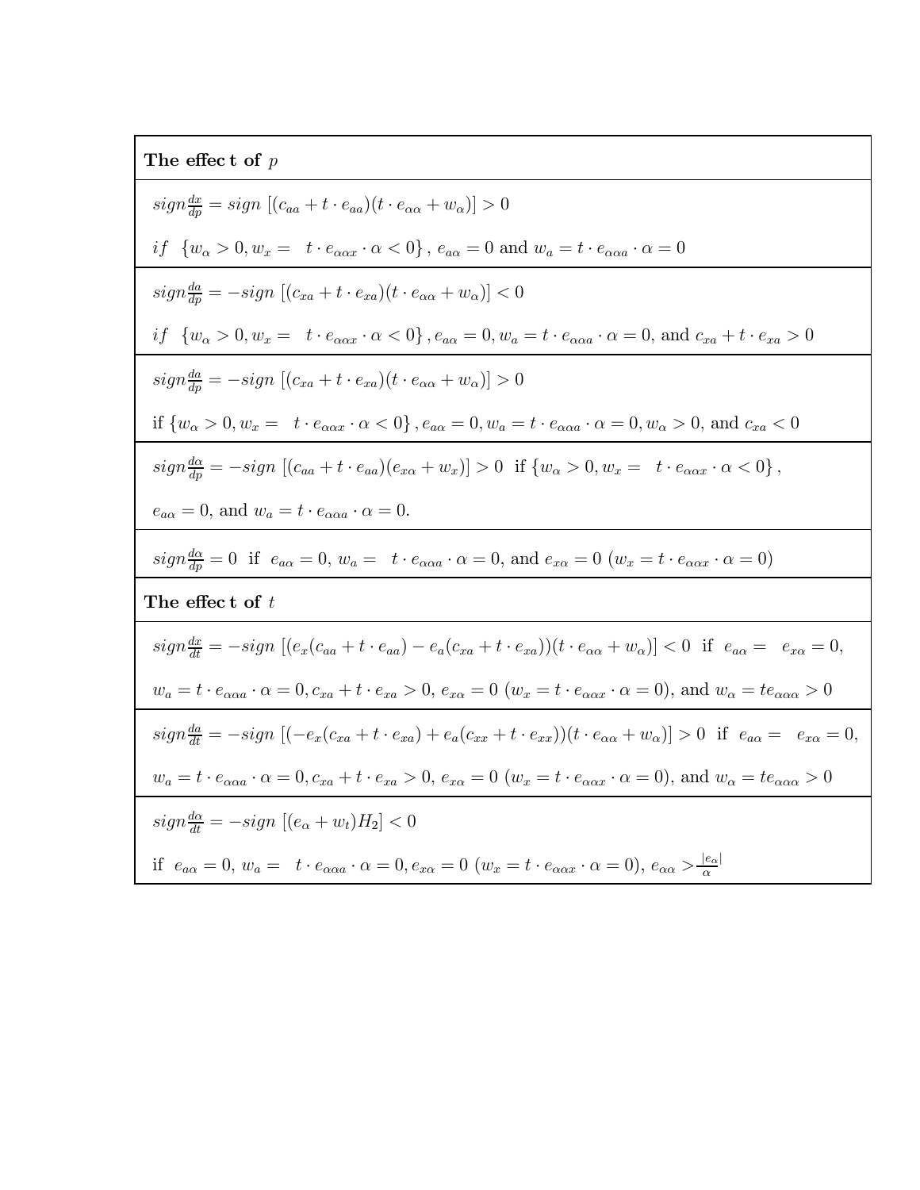| **The effect of** $p$ |
|---|
| $sign\frac{dx}{dp} = sign\ [(c_{aa} + t \cdot e_{aa})(t \cdot e_{\alpha\alpha} + w_{\alpha})] > 0$ <br> $if\ \ \{w_{\alpha} > 0, w_x = \ \ t \cdot e_{\alpha\alpha x} \cdot \alpha < 0\}$, $e_{a\alpha} = 0$ and $w_a = t \cdot e_{\alpha\alpha a} \cdot \alpha = 0$ |
| $sign\frac{da}{dp} = -sign\ [(c_{xa} + t \cdot e_{xa})(t \cdot e_{\alpha\alpha} + w_{\alpha})] < 0$ <br> $if\ \ \{w_{\alpha} > 0, w_x = \ \ t \cdot e_{\alpha\alpha x} \cdot \alpha < 0\}$, $e_{a\alpha} = 0, w_a = t \cdot e_{\alpha\alpha a} \cdot \alpha = 0$, and $c_{xa} + t \cdot e_{xa} > 0$ |
| $sign\frac{da}{dp} = -sign\ [(c_{xa} + t \cdot e_{xa})(t \cdot e_{\alpha\alpha} + w_{\alpha})] > 0$ <br> if $\{w_{\alpha} > 0, w_x = \ \ t \cdot e_{\alpha\alpha x} \cdot \alpha < 0\}$, $e_{a\alpha} = 0, w_a = t \cdot e_{\alpha\alpha a} \cdot \alpha = 0, w_{\alpha} > 0$, and $c_{xa} < 0$ |
| $sign\frac{d\alpha}{dp} = -sign\ [(c_{aa} + t \cdot e_{aa})(e_{x\alpha} + w_x)] > 0$ if $\{w_{\alpha} > 0, w_x = \ \ t \cdot e_{\alpha\alpha x} \cdot \alpha < 0\}$, <br> $e_{a\alpha} = 0$, and $w_a = t \cdot e_{\alpha\alpha a} \cdot \alpha = 0$. |
| $sign\frac{d\alpha}{dp} = 0$ if $e_{a\alpha} = 0$, $w_a = \ \ t \cdot e_{\alpha\alpha a} \cdot \alpha = 0$, and $e_{x\alpha} = 0$ $(w_x = t \cdot e_{\alpha\alpha x} \cdot \alpha = 0)$ |
| **The effect of** $t$ |
| $sign\frac{dx}{dt} = -sign\ [(e_x(c_{aa} + t \cdot e_{aa}) - e_a(c_{xa} + t \cdot e_{xa}))(t \cdot e_{\alpha\alpha} + w_{\alpha})] < 0$ if $e_{a\alpha} = \ \ e_{x\alpha} = 0$, <br> $w_a = t \cdot e_{\alpha\alpha a} \cdot \alpha = 0, c_{xa} + t \cdot e_{xa} > 0$, $e_{x\alpha} = 0$ $(w_x = t \cdot e_{\alpha\alpha x} \cdot \alpha = 0)$, and $w_{\alpha} = te_{\alpha\alpha\alpha} > 0$ |
| $sign\frac{da}{dt} = -sign\ [(-e_x(c_{xa} + t \cdot e_{xa}) + e_a(c_{xx} + t \cdot e_{xx}))(t \cdot e_{\alpha\alpha} + w_{\alpha})] > 0$ if $e_{a\alpha} = \ \ e_{x\alpha} = 0$, <br> $w_a = t \cdot e_{\alpha\alpha a} \cdot \alpha = 0, c_{xa} + t \cdot e_{xa} > 0$, $e_{x\alpha} = 0$ $(w_x = t \cdot e_{\alpha\alpha x} \cdot \alpha = 0)$, and $w_{\alpha} = te_{\alpha\alpha\alpha} > 0$ |
| $sign\frac{d\alpha}{dt} = -sign\ [(e_{\alpha} + w_t)H_2] < 0$ <br> if $e_{a\alpha} = 0$, $w_a = \ \ t \cdot e_{\alpha\alpha a} \cdot \alpha = 0, e_{x\alpha} = 0$ $(w_x = t \cdot e_{\alpha\alpha x} \cdot \alpha = 0)$, $e_{\alpha\alpha} > \frac{\lvert e_{\alpha} \rvert}{\alpha}$ |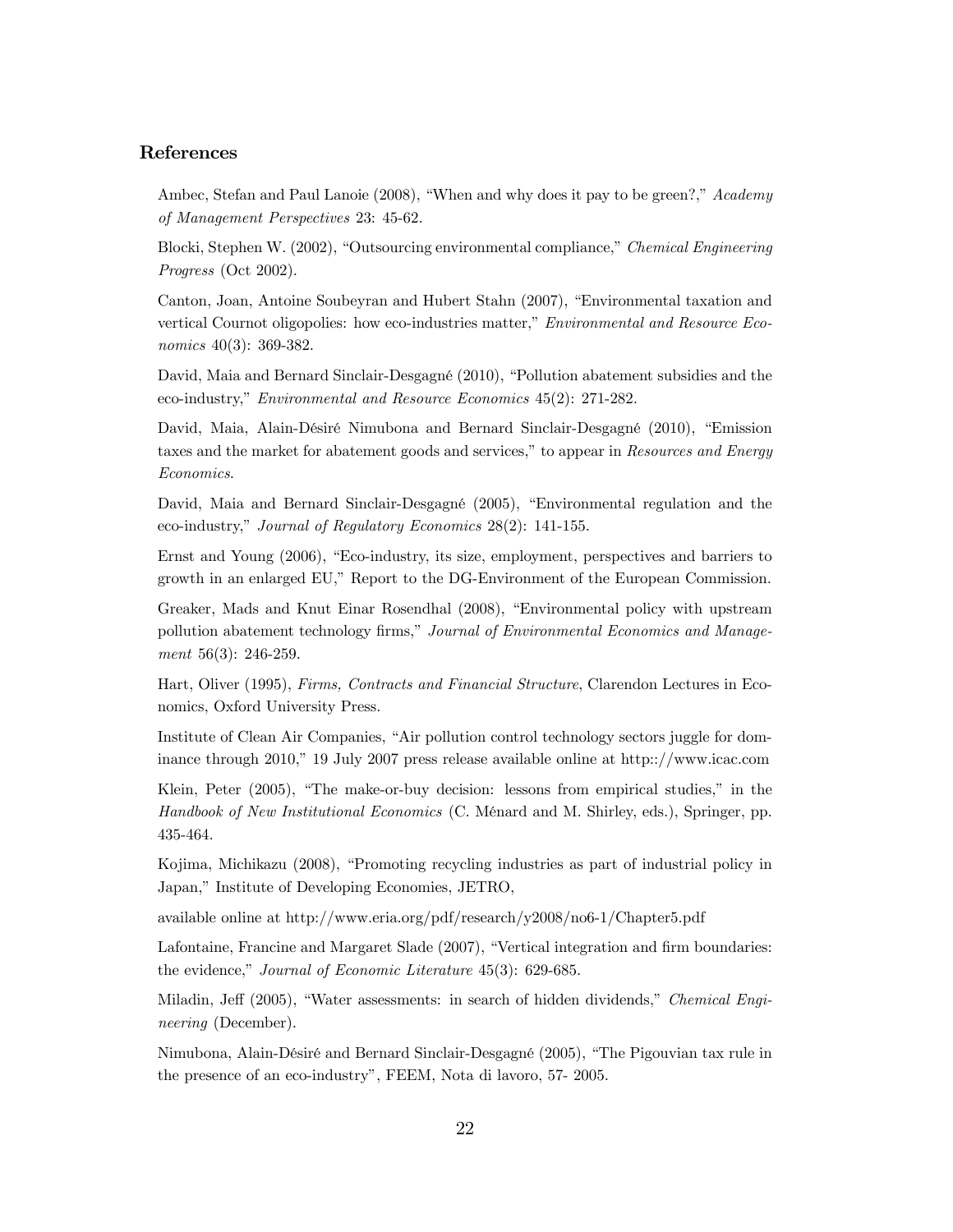## References

Ambec, Stefan and Paul Lanoie (2008), "When and why does it pay to be green?," *Academy of Management Perspectives* 23: 45-62.

Blocki, Stephen W. (2002), "Outsourcing environmental compliance," *Chemical Engineering Progress* (Oct 2002).

Canton, Joan, Antoine Soubeyran and Hubert Stahn (2007), "Environmental taxation and vertical Cournot oligopolies: how eco-industries matter," *Environmental and Resource Economics* 40(3): 369-382.

David, Maia and Bernard Sinclair-Desgagné (2010), "Pollution abatement subsidies and the eco-industry," *Environmental and Resource Economics* 45(2): 271-282.

David, Maia, Alain-Désiré Nimubona and Bernard Sinclair-Desgagné (2010), "Emission taxes and the market for abatement goods and services," to appear in *Resources and Energy Economics*.

David, Maia and Bernard Sinclair-Desgagné (2005), "Environmental regulation and the eco-industry," *Journal of Regulatory Economics* 28(2): 141-155.

Ernst and Young (2006), "Eco-industry, its size, employment, perspectives and barriers to growth in an enlarged EU," Report to the DG-Environment of the European Commission.

Greaker, Mads and Knut Einar Rosendhal (2008), "Environmental policy with upstream pollution abatement technology firms," *Journal of Environmental Economics and Management* 56(3): 246-259.

Hart, Oliver (1995), *Firms, Contracts and Financial Structure*, Clarendon Lectures in Economics, Oxford University Press.

Institute of Clean Air Companies, "Air pollution control technology sectors juggle for dominance through 2010," 19 July 2007 press release available online at http::/​/www.icac.com

Klein, Peter (2005), "The make-or-buy decision: lessons from empirical studies," in the *Handbook of New Institutional Economics* (C. Ménard and M. Shirley, eds.), Springer, pp. 435-464.

Kojima, Michikazu (2008), "Promoting recycling industries as part of industrial policy in Japan," Institute of Developing Economies, JETRO,

available online at http://www.eria.org/pdf/research/y2008/no6-1/Chapter5.pdf

Lafontaine, Francine and Margaret Slade (2007), "Vertical integration and firm boundaries: the evidence," *Journal of Economic Literature* 45(3): 629-685.

Miladin, Jeff (2005), "Water assessments: in search of hidden dividends," *Chemical Engineering* (December).

Nimubona, Alain-Désiré and Bernard Sinclair-Desgagné (2005), "The Pigouvian tax rule in the presence of an eco-industry", FEEM, Nota di lavoro, 57- 2005.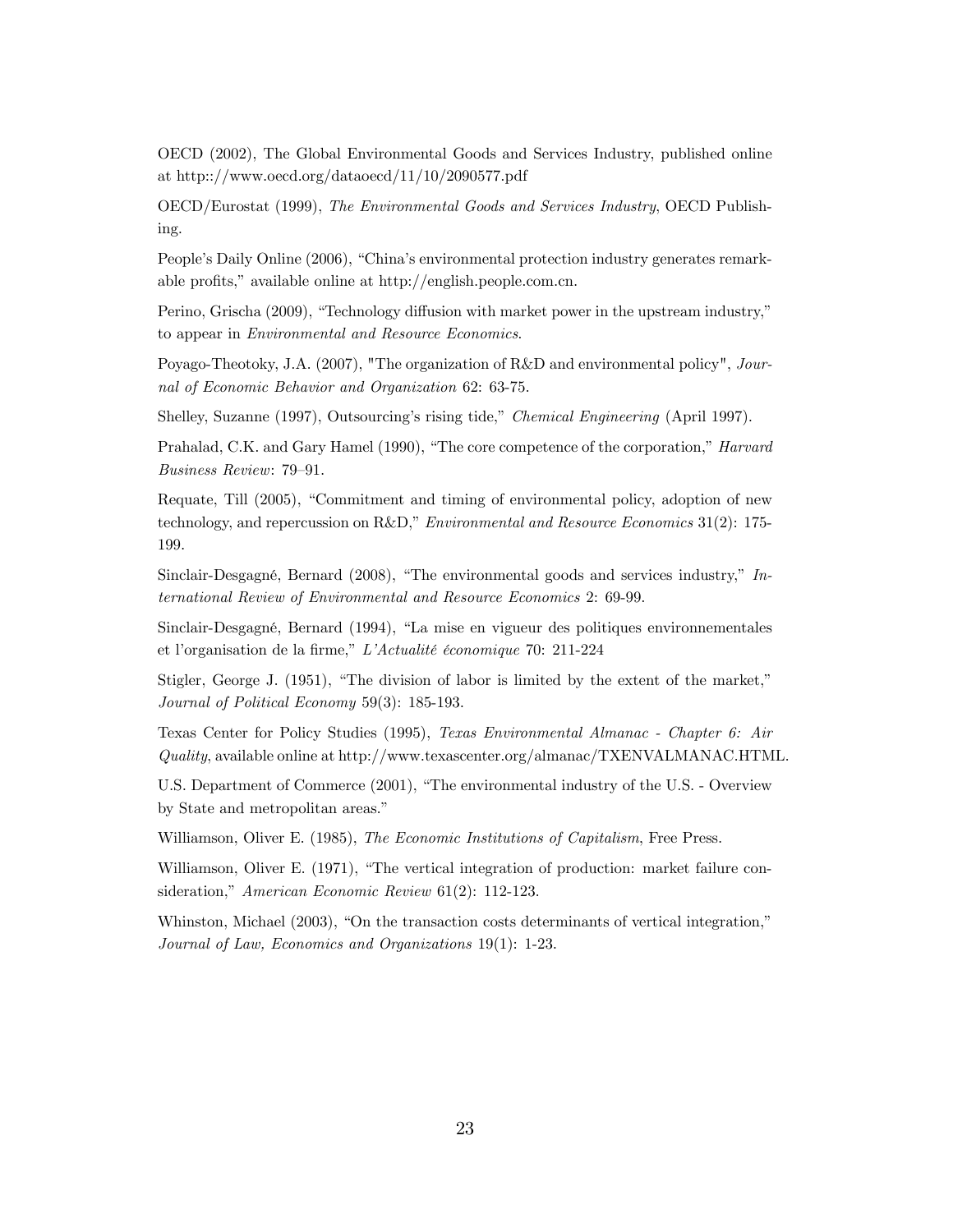OECD (2002), The Global Environmental Goods and Services Industry, published online at http:://www.oecd.org/dataoecd/11/10/2090577.pdf

OECD/Eurostat (1999), *The Environmental Goods and Services Industry*, OECD Publishing.

People's Daily Online (2006), "China's environmental protection industry generates remarkable profits," available online at http://english.people.com.cn.

Perino, Grischa (2009), "Technology diffusion with market power in the upstream industry," to appear in *Environmental and Resource Economics*.

Poyago-Theotoky, J.A. (2007), "The organization of R&D and environmental policy", *Journal of Economic Behavior and Organization* 62: 63-75.

Shelley, Suzanne (1997), Outsourcing's rising tide," *Chemical Engineering* (April 1997).

Prahalad, C.K. and Gary Hamel (1990), "The core competence of the corporation," *Harvard Business Review*: 79–91.

Requate, Till (2005), "Commitment and timing of environmental policy, adoption of new technology, and repercussion on R&D," *Environmental and Resource Economics* 31(2): 175-199.

Sinclair-Desgagné, Bernard (2008), "The environmental goods and services industry," *International Review of Environmental and Resource Economics* 2: 69-99.

Sinclair-Desgagné, Bernard (1994), "La mise en vigueur des politiques environnementales et l'organisation de la firme," *L'Actualité économique* 70: 211-224

Stigler, George J. (1951), "The division of labor is limited by the extent of the market," *Journal of Political Economy* 59(3): 185-193.

Texas Center for Policy Studies (1995), *Texas Environmental Almanac - Chapter 6: Air Quality*, available online at http://www.texascenter.org/almanac/TXENVALMANAC.HTML.

U.S. Department of Commerce (2001), "The environmental industry of the U.S. - Overview by State and metropolitan areas."

Williamson, Oliver E. (1985), *The Economic Institutions of Capitalism*, Free Press.

Williamson, Oliver E. (1971), "The vertical integration of production: market failure consideration," *American Economic Review* 61(2): 112-123.

Whinston, Michael (2003), "On the transaction costs determinants of vertical integration," *Journal of Law, Economics and Organizations* 19(1): 1-23.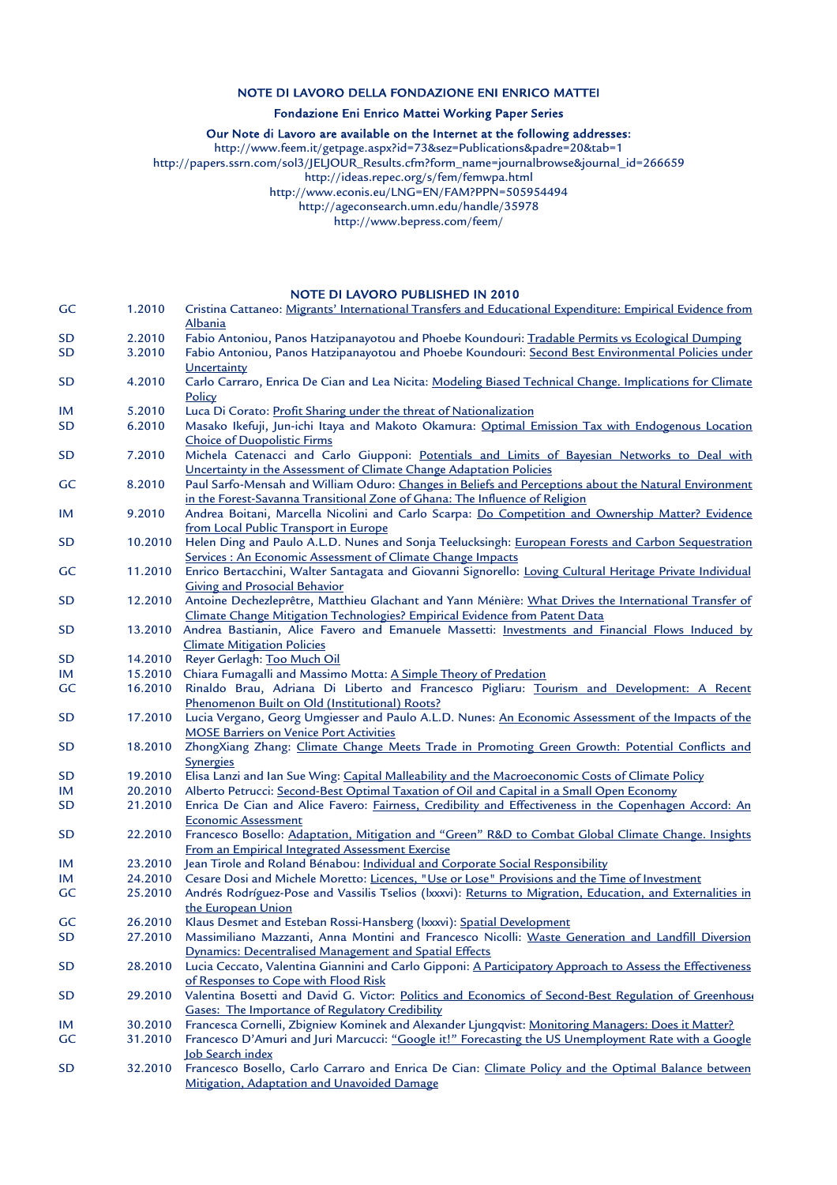**NOTE DI LAVORO DELLA FONDAZIONE ENI ENRICO MATTEI**

**Fondazione Eni Enrico Mattei Working Paper Series**

**Our Note di Lavoro are available on the Internet at the following addresses:**

http://www.feem.it/getpage.aspx?id=73&sez=Publications&padre=20&tab=1
http://papers.ssrn.com/sol3/JELJOUR_Results.cfm?form_name=journalbrowse&journal_id=266659
http://ideas.repec.org/s/fem/femwpa.html
http://www.econis.eu/LNG=EN/FAM?PPN=505954494
http://ageconsearch.umn.edu/handle/35978
http://www.bepress.com/feem/

**NOTE DI LAVORO PUBLISHED IN 2010**

| | | |
|---|---|---|
| GC | 1.2010 | Cristina Cattaneo: Migrants' International Transfers and Educational Expenditure: Empirical Evidence from Albania |
| SD | 2.2010 | Fabio Antoniou, Panos Hatzipanayotou and Phoebe Koundouri: Tradable Permits vs Ecological Dumping |
| SD | 3.2010 | Fabio Antoniou, Panos Hatzipanayotou and Phoebe Koundouri: Second Best Environmental Policies under Uncertainty |
| SD | 4.2010 | Carlo Carraro, Enrica De Cian and Lea Nicita: Modeling Biased Technical Change. Implications for Climate Policy |
| IM | 5.2010 | Luca Di Corato: Profit Sharing under the threat of Nationalization |
| SD | 6.2010 | Masako Ikefuji, Jun-ichi Itaya and Makoto Okamura: Optimal Emission Tax with Endogenous Location Choice of Duopolistic Firms |
| SD | 7.2010 | Michela Catenacci and Carlo Giupponi: Potentials and Limits of Bayesian Networks to Deal with Uncertainty in the Assessment of Climate Change Adaptation Policies |
| GC | 8.2010 | Paul Sarfo-Mensah and William Oduro: Changes in Beliefs and Perceptions about the Natural Environment in the Forest-Savanna Transitional Zone of Ghana: The Influence of Religion |
| IM | 9.2010 | Andrea Boitani, Marcella Nicolini and Carlo Scarpa: Do Competition and Ownership Matter? Evidence from Local Public Transport in Europe |
| SD | 10.2010 | Helen Ding and Paulo A.L.D. Nunes and Sonja Teelucksingh: European Forests and Carbon Sequestration Services : An Economic Assessment of Climate Change Impacts |
| GC | 11.2010 | Enrico Bertacchini, Walter Santagata and Giovanni Signorello: Loving Cultural Heritage Private Individual Giving and Prosocial Behavior |
| SD | 12.2010 | Antoine Dechezleprêtre, Matthieu Glachant and Yann Ménière: What Drives the International Transfer of Climate Change Mitigation Technologies? Empirical Evidence from Patent Data |
| SD | 13.2010 | Andrea Bastianin, Alice Favero and Emanuele Massetti: Investments and Financial Flows Induced by Climate Mitigation Policies |
| SD | 14.2010 | Reyer Gerlagh: Too Much Oil |
| IM | 15.2010 | Chiara Fumagalli and Massimo Motta: A Simple Theory of Predation |
| GC | 16.2010 | Rinaldo Brau, Adriana Di Liberto and Francesco Pigliaru: Tourism and Development: A Recent Phenomenon Built on Old (Institutional) Roots? |
| SD | 17.2010 | Lucia Vergano, Georg Umgiesser and Paulo A.L.D. Nunes: An Economic Assessment of the Impacts of the MOSE Barriers on Venice Port Activities |
| SD | 18.2010 | ZhongXiang Zhang: Climate Change Meets Trade in Promoting Green Growth: Potential Conflicts and Synergies |
| SD | 19.2010 | Elisa Lanzi and Ian Sue Wing: Capital Malleability and the Macroeconomic Costs of Climate Policy |
| IM | 20.2010 | Alberto Petrucci: Second-Best Optimal Taxation of Oil and Capital in a Small Open Economy |
| SD | 21.2010 | Enrica De Cian and Alice Favero: Fairness, Credibility and Effectiveness in the Copenhagen Accord: An Economic Assessment |
| SD | 22.2010 | Francesco Bosello: Adaptation, Mitigation and "Green" R&D to Combat Global Climate Change. Insights From an Empirical Integrated Assessment Exercise |
| IM | 23.2010 | Jean Tirole and Roland Bénabou: Individual and Corporate Social Responsibility |
| IM | 24.2010 | Cesare Dosi and Michele Moretto: Licences, "Use or Lose" Provisions and the Time of Investment |
| GC | 25.2010 | Andrés Rodríguez-Pose and Vassilis Tselios (lxxxvi): Returns to Migration, Education, and Externalities in the European Union |
| GC | 26.2010 | Klaus Desmet and Esteban Rossi-Hansberg (lxxxvi): Spatial Development |
| SD | 27.2010 | Massimiliano Mazzanti, Anna Montini and Francesco Nicolli: Waste Generation and Landfill Diversion Dynamics: Decentralised Management and Spatial Effects |
| SD | 28.2010 | Lucia Ceccato, Valentina Giannini and Carlo Gipponi: A Participatory Approach to Assess the Effectiveness of Responses to Cope with Flood Risk |
| SD | 29.2010 | Valentina Bosetti and David G. Victor: Politics and Economics of Second-Best Regulation of Greenhouse Gases: The Importance of Regulatory Credibility |
| IM | 30.2010 | Francesca Cornelli, Zbigniew Kominek and Alexander Ljungqvist: Monitoring Managers: Does it Matter? |
| GC | 31.2010 | Francesco D'Amuri and Juri Marcucci: "Google it!" Forecasting the US Unemployment Rate with a Google Job Search index |
| SD | 32.2010 | Francesco Bosello, Carlo Carraro and Enrica De Cian: Climate Policy and the Optimal Balance between Mitigation, Adaptation and Unavoided Damage |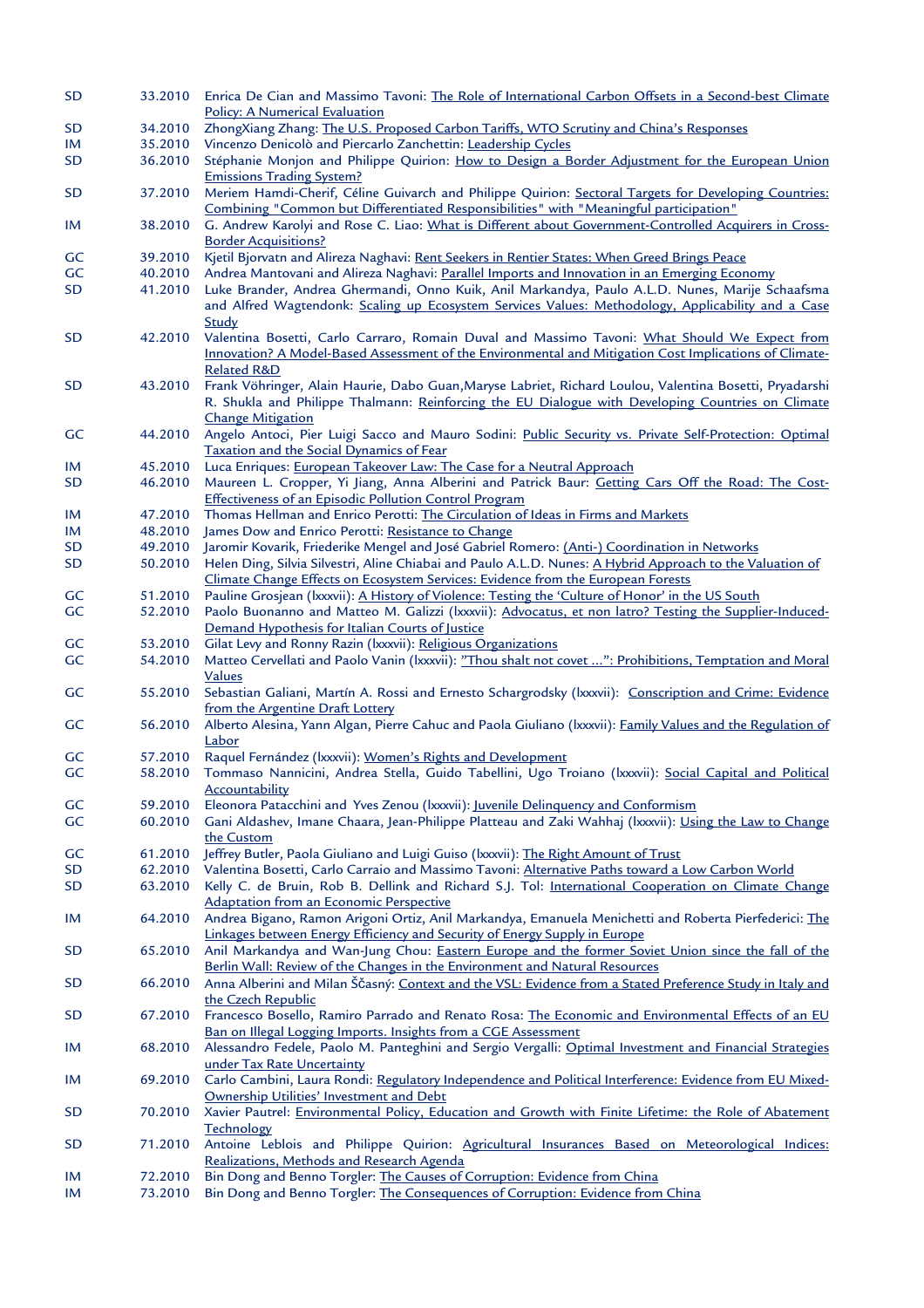| | | |
|---|---|---|
| SD | 33.2010 | Enrica De Cian and Massimo Tavoni: The Role of International Carbon Offsets in a Second-best Climate Policy: A Numerical Evaluation |
| SD | 34.2010 | ZhongXiang Zhang: The U.S. Proposed Carbon Tariffs, WTO Scrutiny and China's Responses |
| IM | 35.2010 | Vincenzo Denicolò and Piercarlo Zanchettin: Leadership Cycles |
| SD | 36.2010 | Stéphanie Monjon and Philippe Quirion: How to Design a Border Adjustment for the European Union Emissions Trading System? |
| SD | 37.2010 | Meriem Hamdi-Cherif, Céline Guivarch and Philippe Quirion: Sectoral Targets for Developing Countries: Combining "Common but Differentiated Responsibilities" with "Meaningful participation" |
| IM | 38.2010 | G. Andrew Karolyi and Rose C. Liao: What is Different about Government-Controlled Acquirers in Cross-Border Acquisitions? |
| GC | 39.2010 | Kjetil Bjorvatn and Alireza Naghavi: Rent Seekers in Rentier States: When Greed Brings Peace |
| GC | 40.2010 | Andrea Mantovani and Alireza Naghavi: Parallel Imports and Innovation in an Emerging Economy |
| SD | 41.2010 | Luke Brander, Andrea Ghermandi, Onno Kuik, Anil Markandya, Paulo A.L.D. Nunes, Marije Schaafsma and Alfred Wagtendonk: Scaling up Ecosystem Services Values: Methodology, Applicability and a Case Study |
| SD | 42.2010 | Valentina Bosetti, Carlo Carraro, Romain Duval and Massimo Tavoni: What Should We Expect from Innovation? A Model-Based Assessment of the Environmental and Mitigation Cost Implications of Climate-Related R&D |
| SD | 43.2010 | Frank Vöhringer, Alain Haurie, Dabo Guan,Maryse Labriet, Richard Loulou, Valentina Bosetti, Pryadarshi R. Shukla and Philippe Thalmann: Reinforcing the EU Dialogue with Developing Countries on Climate Change Mitigation |
| GC | 44.2010 | Angelo Antoci, Pier Luigi Sacco and Mauro Sodini: Public Security vs. Private Self-Protection: Optimal Taxation and the Social Dynamics of Fear |
| IM | 45.2010 | Luca Enriques: European Takeover Law: The Case for a Neutral Approach |
| SD | 46.2010 | Maureen L. Cropper, Yi Jiang, Anna Alberini and Patrick Baur: Getting Cars Off the Road: The Cost-Effectiveness of an Episodic Pollution Control Program |
| IM | 47.2010 | Thomas Hellman and Enrico Perotti: The Circulation of Ideas in Firms and Markets |
| IM | 48.2010 | James Dow and Enrico Perotti: Resistance to Change |
| SD | 49.2010 | Jaromir Kovarik, Friederike Mengel and José Gabriel Romero: (Anti-) Coordination in Networks |
| SD | 50.2010 | Helen Ding, Silvia Silvestri, Aline Chiabai and Paulo A.L.D. Nunes: A Hybrid Approach to the Valuation of Climate Change Effects on Ecosystem Services: Evidence from the European Forests |
| GC | 51.2010 | Pauline Grosjean (lxxxvii): A History of Violence: Testing the 'Culture of Honor' in the US South |
| GC | 52.2010 | Paolo Buonanno and Matteo M. Galizzi (lxxxvii): Advocatus, et non latro? Testing the Supplier-Induced-Demand Hypothesis for Italian Courts of Justice |
| GC | 53.2010 | Gilat Levy and Ronny Razin (lxxxvii): Religious Organizations |
| GC | 54.2010 | Matteo Cervellati and Paolo Vanin (lxxxvii): "Thou shalt not covet ...": Prohibitions, Temptation and Moral Values |
| GC | 55.2010 | Sebastian Galiani, Martín A. Rossi and Ernesto Schargrodsky (lxxxvii): Conscription and Crime: Evidence from the Argentine Draft Lottery |
| GC | 56.2010 | Alberto Alesina, Yann Algan, Pierre Cahuc and Paola Giuliano (lxxxvii): Family Values and the Regulation of Labor |
| GC | 57.2010 | Raquel Fernández (lxxxvii): Women's Rights and Development |
| GC | 58.2010 | Tommaso Nannicini, Andrea Stella, Guido Tabellini, Ugo Troiano (lxxxvii): Social Capital and Political Accountability |
| GC | 59.2010 | Eleonora Patacchini and Yves Zenou (lxxxvii): Juvenile Delinquency and Conformism |
| GC | 60.2010 | Gani Aldashev, Imane Chaara, Jean-Philippe Platteau and Zaki Wahhaj (lxxxvii): Using the Law to Change the Custom |
| GC | 61.2010 | Jeffrey Butler, Paola Giuliano and Luigi Guiso (lxxxvii): The Right Amount of Trust |
| SD | 62.2010 | Valentina Bosetti, Carlo Carraio and Massimo Tavoni: Alternative Paths toward a Low Carbon World |
| SD | 63.2010 | Kelly C. de Bruin, Rob B. Dellink and Richard S.J. Tol: International Cooperation on Climate Change Adaptation from an Economic Perspective |
| IM | 64.2010 | Andrea Bigano, Ramon Arigoni Ortiz, Anil Markandya, Emanuela Menichetti and Roberta Pierfederici: The Linkages between Energy Efficiency and Security of Energy Supply in Europe |
| SD | 65.2010 | Anil Markandya and Wan-Jung Chou: Eastern Europe and the former Soviet Union since the fall of the Berlin Wall: Review of the Changes in the Environment and Natural Resources |
| SD | 66.2010 | Anna Alberini and Milan Ščasný: Context and the VSL: Evidence from a Stated Preference Study in Italy and the Czech Republic |
| SD | 67.2010 | Francesco Bosello, Ramiro Parrado and Renato Rosa: The Economic and Environmental Effects of an EU Ban on Illegal Logging Imports. Insights from a CGE Assessment |
| IM | 68.2010 | Alessandro Fedele, Paolo M. Panteghini and Sergio Vergalli: Optimal Investment and Financial Strategies under Tax Rate Uncertainty |
| IM | 69.2010 | Carlo Cambini, Laura Rondi: Regulatory Independence and Political Interference: Evidence from EU Mixed-Ownership Utilities' Investment and Debt |
| SD | 70.2010 | Xavier Pautrel: Environmental Policy, Education and Growth with Finite Lifetime: the Role of Abatement Technology |
| SD | 71.2010 | Antoine Leblois and Philippe Quirion: Agricultural Insurances Based on Meteorological Indices: Realizations, Methods and Research Agenda |
| IM | 72.2010 | Bin Dong and Benno Torgler: The Causes of Corruption: Evidence from China |
| IM | 73.2010 | Bin Dong and Benno Torgler: The Consequences of Corruption: Evidence from China |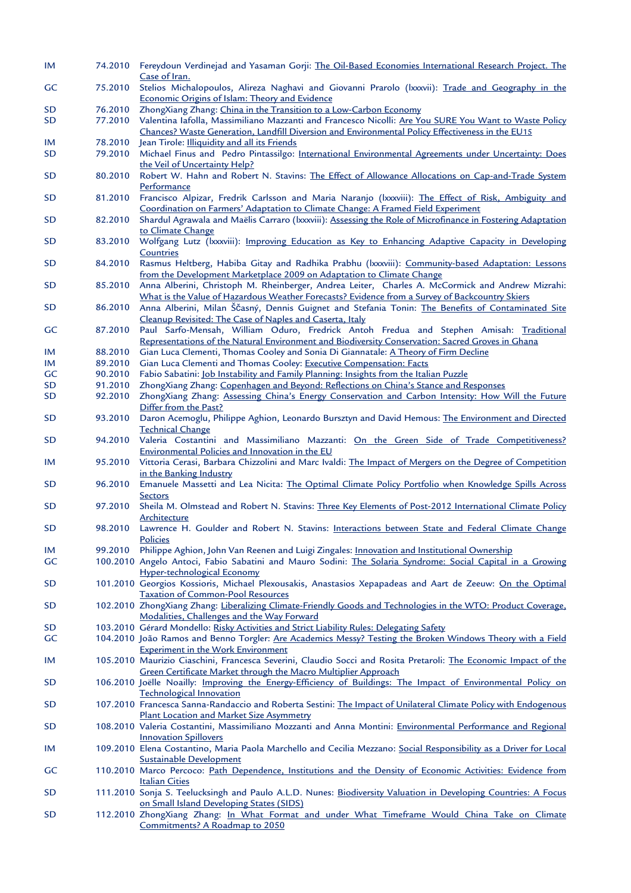| | | |
|---|---|---|
| IM | 74.2010 | Fereydoun Verdinejad and Yasaman Gorji: The Oil-Based Economies International Research Project. The Case of Iran. |
| GC | 75.2010 | Stelios Michalopoulos, Alireza Naghavi and Giovanni Prarolo (lxxxvii): Trade and Geography in the Economic Origins of Islam: Theory and Evidence |
| SD | 76.2010 | ZhongXiang Zhang: China in the Transition to a Low-Carbon Economy |
| SD | 77.2010 | Valentina Iafolla, Massimiliano Mazzanti and Francesco Nicolli: Are You SURE You Want to Waste Policy Chances? Waste Generation, Landfill Diversion and Environmental Policy Effectiveness in the EU15 |
| IM | 78.2010 | Jean Tirole: Illiquidity and all its Friends |
| SD | 79.2010 | Michael Finus and Pedro Pintassilgo: International Environmental Agreements under Uncertainty: Does the Veil of Uncertainty Help? |
| SD | 80.2010 | Robert W. Hahn and Robert N. Stavins: The Effect of Allowance Allocations on Cap-and-Trade System Performance |
| SD | 81.2010 | Francisco Alpizar, Fredrik Carlsson and Maria Naranjo (lxxxviii): The Effect of Risk, Ambiguity and Coordination on Farmers' Adaptation to Climate Change: A Framed Field Experiment |
| SD | 82.2010 | Shardul Agrawala and Maëlis Carraro (lxxxviii): Assessing the Role of Microfinance in Fostering Adaptation to Climate Change |
| SD | 83.2010 | Wolfgang Lutz (lxxxviii): Improving Education as Key to Enhancing Adaptive Capacity in Developing Countries |
| SD | 84.2010 | Rasmus Heltberg, Habiba Gitay and Radhika Prabhu (lxxxviii): Community-based Adaptation: Lessons from the Development Marketplace 2009 on Adaptation to Climate Change |
| SD | 85.2010 | Anna Alberini, Christoph M. Rheinberger, Andrea Leiter, Charles A. McCormick and Andrew Mizrahi: What is the Value of Hazardous Weather Forecasts? Evidence from a Survey of Backcountry Skiers |
| SD | 86.2010 | Anna Alberini, Milan Ščasný, Dennis Guignet and Stefania Tonin: The Benefits of Contaminated Site Cleanup Revisited: The Case of Naples and Caserta, Italy |
| GC | 87.2010 | Paul Sarfo-Mensah, William Oduro, Fredrick Antoh Fredua and Stephen Amisah: Traditional Representations of the Natural Environment and Biodiversity Conservation: Sacred Groves in Ghana |
| IM | 88.2010 | Gian Luca Clementi, Thomas Cooley and Sonia Di Giannatale: A Theory of Firm Decline |
| IM | 89.2010 | Gian Luca Clementi and Thomas Cooley: Executive Compensation: Facts |
| GC | 90.2010 | Fabio Sabatini: Job Instability and Family Planning: Insights from the Italian Puzzle |
| SD | 91.2010 | ZhongXiang Zhang: Copenhagen and Beyond: Reflections on China's Stance and Responses |
| SD | 92.2010 | ZhongXiang Zhang: Assessing China's Energy Conservation and Carbon Intensity: How Will the Future Differ from the Past? |
| SD | 93.2010 | Daron Acemoglu, Philippe Aghion, Leonardo Bursztyn and David Hemous: The Environment and Directed Technical Change |
| SD | 94.2010 | Valeria Costantini and Massimiliano Mazzanti: On the Green Side of Trade Competitiveness? Environmental Policies and Innovation in the EU |
| IM | 95.2010 | Vittoria Cerasi, Barbara Chizzolini and Marc Ivaldi: The Impact of Mergers on the Degree of Competition in the Banking Industry |
| SD | 96.2010 | Emanuele Massetti and Lea Nicita: The Optimal Climate Policy Portfolio when Knowledge Spills Across Sectors |
| SD | 97.2010 | Sheila M. Olmstead and Robert N. Stavins: Three Key Elements of Post-2012 International Climate Policy Architecture |
| SD | 98.2010 | Lawrence H. Goulder and Robert N. Stavins: Interactions between State and Federal Climate Change Policies |
| IM | 99.2010 | Philippe Aghion, John Van Reenen and Luigi Zingales: Innovation and Institutional Ownership |
| GC | 100.2010 | Angelo Antoci, Fabio Sabatini and Mauro Sodini: The Solaria Syndrome: Social Capital in a Growing Hyper-technological Economy |
| SD | 101.2010 | Georgios Kossioris, Michael Plexousakis, Anastasios Xepapadeas and Aart de Zeeuw: On the Optimal Taxation of Common-Pool Resources |
| SD | 102.2010 | ZhongXiang Zhang: Liberalizing Climate-Friendly Goods and Technologies in the WTO: Product Coverage, Modalities, Challenges and the Way Forward |
| SD | 103.2010 | Gérard Mondello: Risky Activities and Strict Liability Rules: Delegating Safety |
| GC | 104.2010 | João Ramos and Benno Torgler: Are Academics Messy? Testing the Broken Windows Theory with a Field Experiment in the Work Environment |
| IM | 105.2010 | Maurizio Ciaschini, Francesca Severini, Claudio Socci and Rosita Pretaroli: The Economic Impact of the Green Certificate Market through the Macro Multiplier Approach |
| SD | 106.2010 | Joëlle Noailly: Improving the Energy-Efficiency of Buildings: The Impact of Environmental Policy on Technological Innovation |
| SD | 107.2010 | Francesca Sanna-Randaccio and Roberta Sestini: The Impact of Unilateral Climate Policy with Endogenous Plant Location and Market Size Asymmetry |
| SD | 108.2010 | Valeria Costantini, Massimiliano Mozzanti and Anna Montini: Environmental Performance and Regional Innovation Spillovers |
| IM | 109.2010 | Elena Costantino, Maria Paola Marchello and Cecilia Mezzano: Social Responsibility as a Driver for Local Sustainable Development |
| GC | 110.2010 | Marco Percoco: Path Dependence, Institutions and the Density of Economic Activities: Evidence from Italian Cities |
| SD | 111.2010 | Sonja S. Teelucksingh and Paulo A.L.D. Nunes: Biodiversity Valuation in Developing Countries: A Focus on Small Island Developing States (SIDS) |
| SD | 112.2010 | ZhongXiang Zhang: In What Format and under What Timeframe Would China Take on Climate Commitments? A Roadmap to 2050 |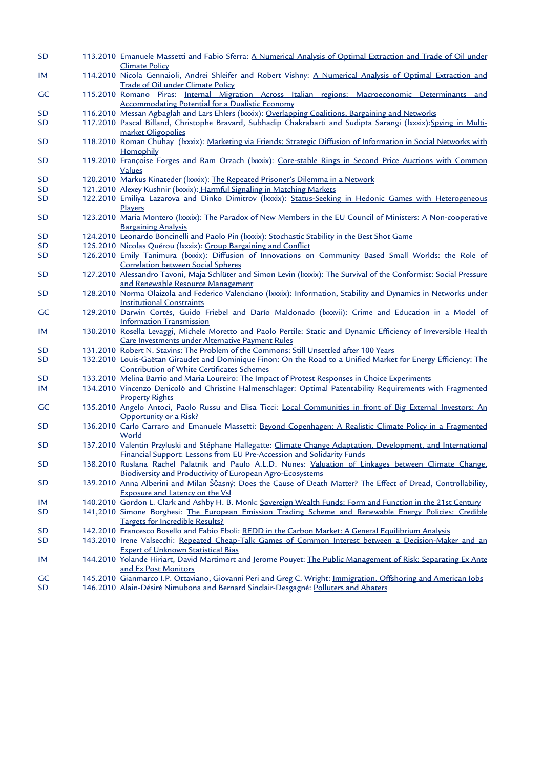| | |
|---|---|
| SD | 113.2010 Emanuele Massetti and Fabio Sferra: A Numerical Analysis of Optimal Extraction and Trade of Oil under Climate Policy |
| IM | 114.2010 Nicola Gennaioli, Andrei Shleifer and Robert Vishny: A Numerical Analysis of Optimal Extraction and Trade of Oil under Climate Policy |
| GC | 115.2010 Romano Piras: Internal Migration Across Italian regions: Macroeconomic Determinants and Accommodating Potential for a Dualistic Economy |
| SD | 116.2010 Messan Agbaglah and Lars Ehlers (lxxxix): Overlapping Coalitions, Bargaining and Networks |
| SD | 117.2010 Pascal Billand, Christophe Bravard, Subhadip Chakrabarti and Sudipta Sarangi (lxxxix):Spying in Multi-market Oligopolies |
| SD | 118.2010 Roman Chuhay (lxxxix): Marketing via Friends: Strategic Diffusion of Information in Social Networks with Homophily |
| SD | 119.2010 Françoise Forges and Ram Orzach (lxxxix): Core-stable Rings in Second Price Auctions with Common Values |
| SD | 120.2010 Markus Kinateder (lxxxix): The Repeated Prisoner's Dilemma in a Network |
| SD | 121.2010 Alexey Kushnir (lxxxix): Harmful Signaling in Matching Markets |
| SD | 122.2010 Emiliya Lazarova and Dinko Dimitrov (lxxxix): Status-Seeking in Hedonic Games with Heterogeneous Players |
| SD | 123.2010 Maria Montero (lxxxix): The Paradox of New Members in the EU Council of Ministers: A Non-cooperative Bargaining Analysis |
| SD | 124.2010 Leonardo Boncinelli and Paolo Pin (lxxxix): Stochastic Stability in the Best Shot Game |
| SD | 125.2010 Nicolas Quérou (lxxxix): Group Bargaining and Conflict |
| SD | 126.2010 Emily Tanimura (lxxxix): Diffusion of Innovations on Community Based Small Worlds: the Role of Correlation between Social Spheres |
| SD | 127.2010 Alessandro Tavoni, Maja Schlüter and Simon Levin (lxxxix): The Survival of the Conformist: Social Pressure and Renewable Resource Management |
| SD | 128.2010 Norma Olaizola and Federico Valenciano (lxxxix): Information, Stability and Dynamics in Networks under Institutional Constraints |
| GC | 129.2010 Darwin Cortés, Guido Friebel and Darío Maldonado (lxxxvii): Crime and Education in a Model of Information Transmission |
| IM | 130.2010 Rosella Levaggi, Michele Moretto and Paolo Pertile: Static and Dynamic Efficiency of Irreversible Health Care Investments under Alternative Payment Rules |
| SD | 131.2010 Robert N. Stavins: The Problem of the Commons: Still Unsettled after 100 Years |
| SD | 132.2010 Louis-Gaëtan Giraudet and Dominique Finon: On the Road to a Unified Market for Energy Efficiency: The Contribution of White Certificates Schemes |
| SD | 133.2010 Melina Barrio and Maria Loureiro: The Impact of Protest Responses in Choice Experiments |
| IM | 134.2010 Vincenzo Denicolò and Christine Halmenschlager: Optimal Patentability Requirements with Fragmented Property Rights |
| GC | 135.2010 Angelo Antoci, Paolo Russu and Elisa Ticci: Local Communities in front of Big External Investors: An Opportunity or a Risk? |
| SD | 136.2010 Carlo Carraro and Emanuele Massetti: Beyond Copenhagen: A Realistic Climate Policy in a Fragmented World |
| SD | 137.2010 Valentin Przyluski and Stéphane Hallegatte: Climate Change Adaptation, Development, and International Financial Support: Lessons from EU Pre-Accession and Solidarity Funds |
| SD | 138.2010 Ruslana Rachel Palatnik and Paulo A.L.D. Nunes: Valuation of Linkages between Climate Change, Biodiversity and Productivity of European Agro-Ecosystems |
| SD | 139.2010 Anna Alberini and Milan Ščasný: Does the Cause of Death Matter? The Effect of Dread, Controllability, Exposure and Latency on the Vsl |
| IM | 140.2010 Gordon L. Clark and Ashby H. B. Monk: Sovereign Wealth Funds: Form and Function in the 21st Century |
| SD | 141,2010 Simone Borghesi: The European Emission Trading Scheme and Renewable Energy Policies: Credible Targets for Incredible Results? |
| SD | 142.2010 Francesco Bosello and Fabio Eboli: REDD in the Carbon Market: A General Equilibrium Analysis |
| SD | 143.2010 Irene Valsecchi: Repeated Cheap-Talk Games of Common Interest between a Decision-Maker and an Expert of Unknown Statistical Bias |
| IM | 144.2010 Yolande Hiriart, David Martimort and Jerome Pouyet: The Public Management of Risk: Separating Ex Ante and Ex Post Monitors |
| GC | 145.2010 Gianmarco I.P. Ottaviano, Giovanni Peri and Greg C. Wright: Immigration, Offshoring and American Jobs |
| SD | 146.2010 Alain-Désiré Nimubona and Bernard Sinclair-Desgagné: Polluters and Abaters |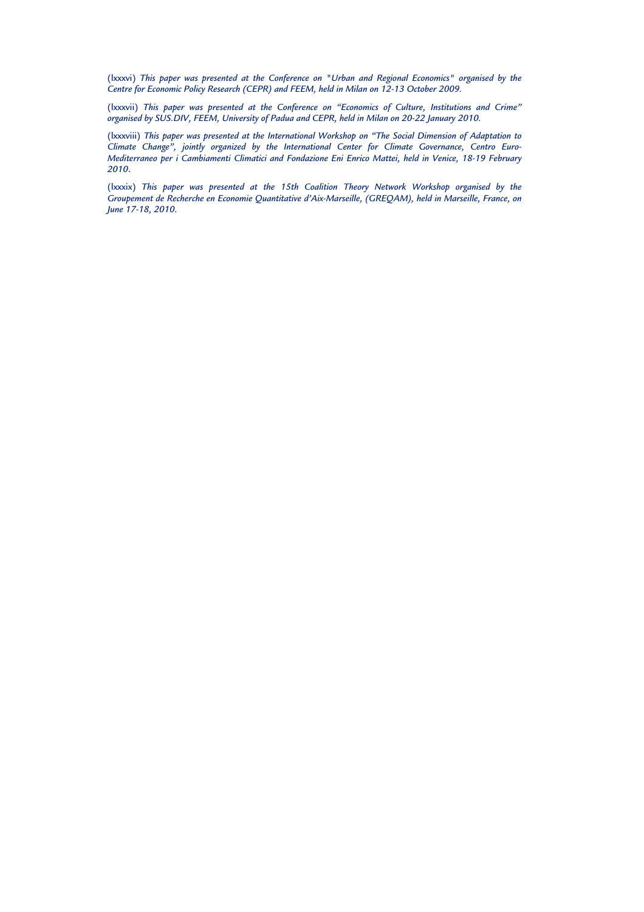(lxxxvi) *This paper was presented at the Conference on "Urban and Regional Economics" organised by the Centre for Economic Policy Research (CEPR) and FEEM, held in Milan on 12-13 October 2009.*

(lxxxvii) *This paper was presented at the Conference on "Economics of Culture, Institutions and Crime" organised by SUS.DIV, FEEM, University of Padua and CEPR, held in Milan on 20-22 January 2010.*

(lxxxviii) *This paper was presented at the International Workshop on "The Social Dimension of Adaptation to Climate Change", jointly organized by the International Center for Climate Governance, Centro Euro-Mediterraneo per i Cambiamenti Climatici and Fondazione Eni Enrico Mattei, held in Venice, 18-19 February 2010.*

(lxxxix) *This paper was presented at the 15th Coalition Theory Network Workshop organised by the Groupement de Recherche en Economie Quantitative d'Aix-Marseille, (GREQAM), held in Marseille, France, on June 17-18, 2010.*